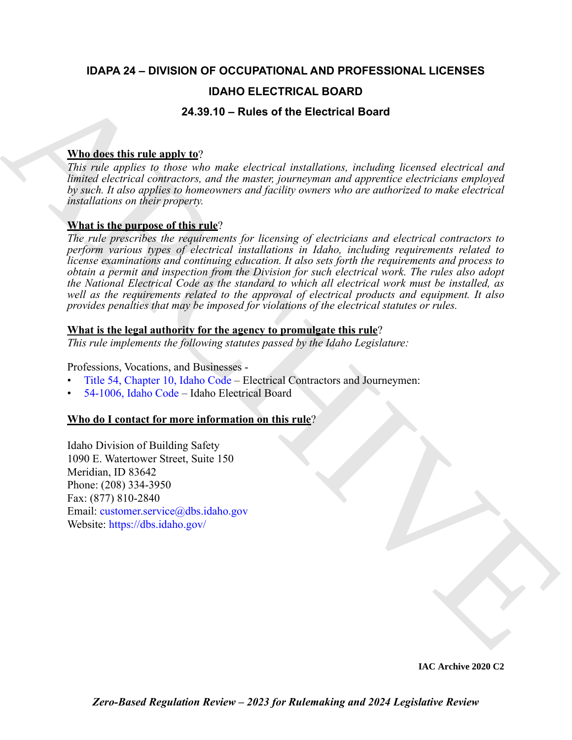# IDAPA 24 – DIVISION OF OCCUPATIONAL AND PROFESSIONAL LICENSES

## IDAHO ELECTRICAL BOARD

## 24.39.10 – Rules of the Electrical Board

**Who does this rule apply to**?

*This rule applies to those who make electrical installations, including licensed electrical and limited electrical contractors, and the master, journeyman and apprentice electricians employed by such. It also applies to homeowners and facility owners who are authorized to make electrical installations on their property.*

**What is the purpose of this rule**?

*The rule prescribes the requirements for licensing of electricians and electrical contractors to perform various types of electrical installations in Idaho, including requirements related to license examinations and continuing education. It also sets forth the requirements and process to obtain a permit and inspection from the Division for such electrical work. The rules also adopt the National Electrical Code as the standard to which all electrical work must be installed, as well as the requirements related to the approval of electrical products and equipment. It also provides penalties that may be imposed for violations of the electrical statutes or rules.*

**What is the legal authority for the agency to promulgate this rule**?

*This rule implements the following statutes passed by the Idaho Legislature:*

Professions, Vocations, and Businesses -

- Title 54, Chapter 10, Idaho Code – Electrical Contractors and Journeymen:
- 54-1006, Idaho Code – Idaho Electrical Board

**Who do I contact for more information on this rule**?

Idaho Division of Building Safety
1090 E. Watertower Street, Suite 150
Meridian, ID 83642
Phone: (208) 334-3950
Fax: (877) 810-2840
Email: customer.service@dbs.idaho.gov
Website: https://dbs.idaho.gov/

**IAC Archive 2020 C2**

***Zero-Based Regulation Review – 2023 for Rulemaking and 2024 Legislative Review***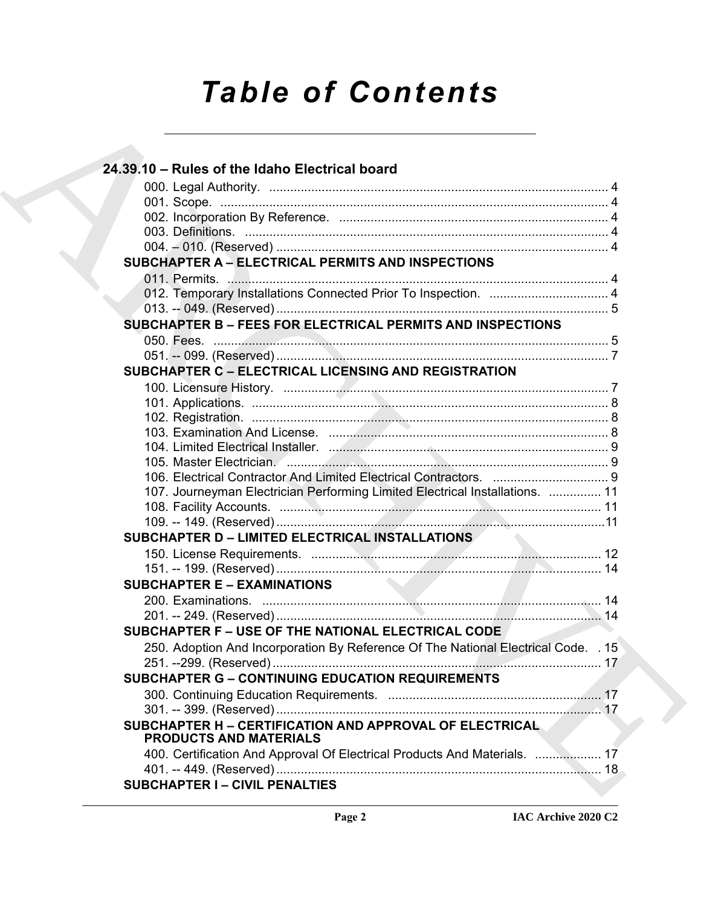# Table of Contents

## 24.39.10 – Rules of the Idaho Electrical board

000. Legal Authority. ........ 4
001. Scope. ........ 4
002. Incorporation By Reference. ........ 4
003. Definitions. ........ 4
004. – 010. (Reserved) ........ 4

**SUBCHAPTER A – ELECTRICAL PERMITS AND INSPECTIONS**

011. Permits. ........ 4
012. Temporary Installations Connected Prior To Inspection. ........ 4
013. -- 049. (Reserved) ........ 5

**SUBCHAPTER B – FEES FOR ELECTRICAL PERMITS AND INSPECTIONS**

050. Fees. ........ 5
051. -- 099. (Reserved) ........ 7

**SUBCHAPTER C – ELECTRICAL LICENSING AND REGISTRATION**

100. Licensure History. ........ 7
101. Applications. ........ 8
102. Registration. ........ 8
103. Examination And License. ........ 8
104. Limited Electrical Installer. ........ 9
105. Master Electrician. ........ 9
106. Electrical Contractor And Limited Electrical Contractors. ........ 9
107. Journeyman Electrician Performing Limited Electrical Installations. ........ 11
108. Facility Accounts. ........ 11
109. -- 149. (Reserved) ........ 11

**SUBCHAPTER D – LIMITED ELECTRICAL INSTALLATIONS**

150. License Requirements. ........ 12
151. -- 199. (Reserved) ........ 14

**SUBCHAPTER E – EXAMINATIONS**

200. Examinations. ........ 14
201. -- 249. (Reserved) ........ 14

**SUBCHAPTER F – USE OF THE NATIONAL ELECTRICAL CODE**

250. Adoption And Incorporation By Reference Of The National Electrical Code. ........ 15
251. --299. (Reserved) ........ 17

**SUBCHAPTER G – CONTINUING EDUCATION REQUIREMENTS**

300. Continuing Education Requirements. ........ 17
301. -- 399. (Reserved) ........ 17

**SUBCHAPTER H – CERTIFICATION AND APPROVAL OF ELECTRICAL PRODUCTS AND MATERIALS**

400. Certification And Approval Of Electrical Products And Materials. ........ 17
401. -- 449. (Reserved) ........ 18

**SUBCHAPTER I – CIVIL PENALTIES**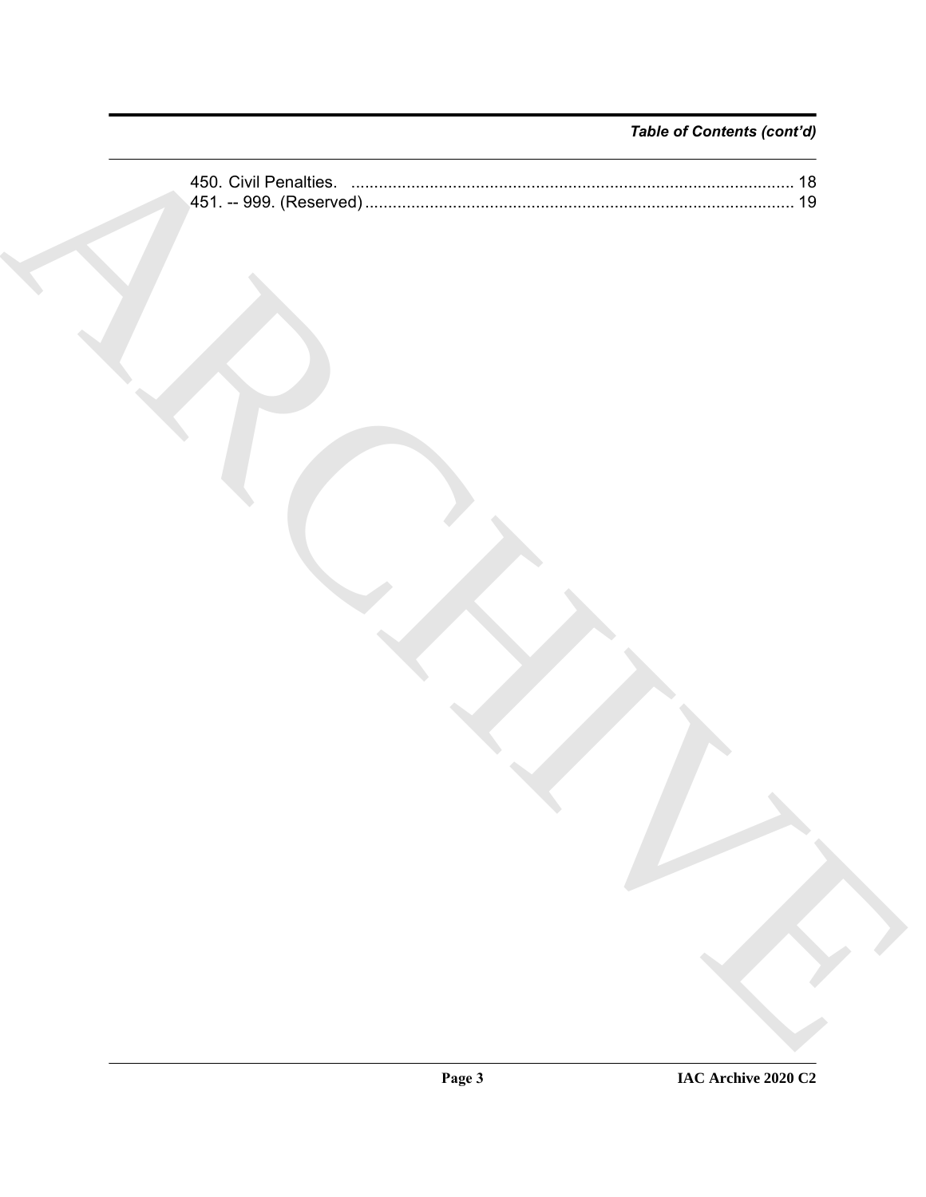*Table of Contents (cont'd)*

450. Civil Penalties. ............................................................................................... 18
451. -- 999. (Reserved) ............................................................................................ 19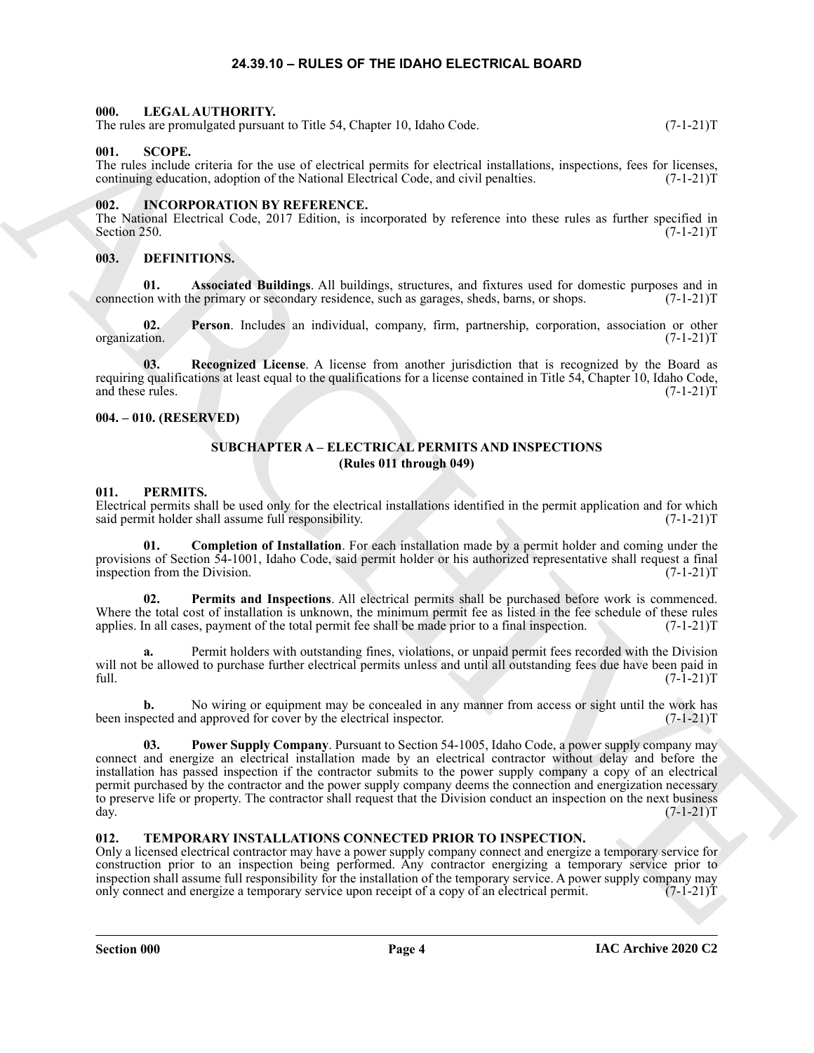# 24.39.10 – RULES OF THE IDAHO ELECTRICAL BOARD

### 000. LEGAL AUTHORITY.

The rules are promulgated pursuant to Title 54, Chapter 10, Idaho Code. (7-1-21)T

### 001. SCOPE.

The rules include criteria for the use of electrical permits for electrical installations, inspections, fees for licenses, continuing education, adoption of the National Electrical Code, and civil penalties. (7-1-21)T

### 002. INCORPORATION BY REFERENCE.

The National Electrical Code, 2017 Edition, is incorporated by reference into these rules as further specified in Section 250. (7-1-21)T

### 003. DEFINITIONS.

**01. Associated Buildings**. All buildings, structures, and fixtures used for domestic purposes and in connection with the primary or secondary residence, such as garages, sheds, barns, or shops. (7-1-21)T

**02. Person**. Includes an individual, company, firm, partnership, corporation, association or other organization. (7-1-21)T

**03. Recognized License**. A license from another jurisdiction that is recognized by the Board as requiring qualifications at least equal to the qualifications for a license contained in Title 54, Chapter 10, Idaho Code, and these rules. (7-1-21)T

### 004. – 010. (RESERVED)

## SUBCHAPTER A – ELECTRICAL PERMITS AND INSPECTIONS (Rules 011 through 049)

### 011. PERMITS.

Electrical permits shall be used only for the electrical installations identified in the permit application and for which said permit holder shall assume full responsibility. (7-1-21)T

**01. Completion of Installation**. For each installation made by a permit holder and coming under the provisions of Section 54-1001, Idaho Code, said permit holder or his authorized representative shall request a final inspection from the Division. (7-1-21)T

**02. Permits and Inspections**. All electrical permits shall be purchased before work is commenced. Where the total cost of installation is unknown, the minimum permit fee as listed in the fee schedule of these rules applies. In all cases, payment of the total permit fee shall be made prior to a final inspection. (7-1-21)T

**a.** Permit holders with outstanding fines, violations, or unpaid permit fees recorded with the Division will not be allowed to purchase further electrical permits unless and until all outstanding fees due have been paid in full. (7-1-21)T

**b.** No wiring or equipment may be concealed in any manner from access or sight until the work has been inspected and approved for cover by the electrical inspector. (7-1-21)T

**03. Power Supply Company**. Pursuant to Section 54-1005, Idaho Code, a power supply company may connect and energize an electrical installation made by an electrical contractor without delay and before the installation has passed inspection if the contractor submits to the power supply company a copy of an electrical permit purchased by the contractor and the power supply company deems the connection and energization necessary to preserve life or property. The contractor shall request that the Division conduct an inspection on the next business day. (7-1-21)T

### 012. TEMPORARY INSTALLATIONS CONNECTED PRIOR TO INSPECTION.

Only a licensed electrical contractor may have a power supply company connect and energize a temporary service for construction prior to an inspection being performed. Any contractor energizing a temporary service prior to inspection shall assume full responsibility for the installation of the temporary service. A power supply company may only connect and energize a temporary service upon receipt of a copy of an electrical permit. (7-1-21)T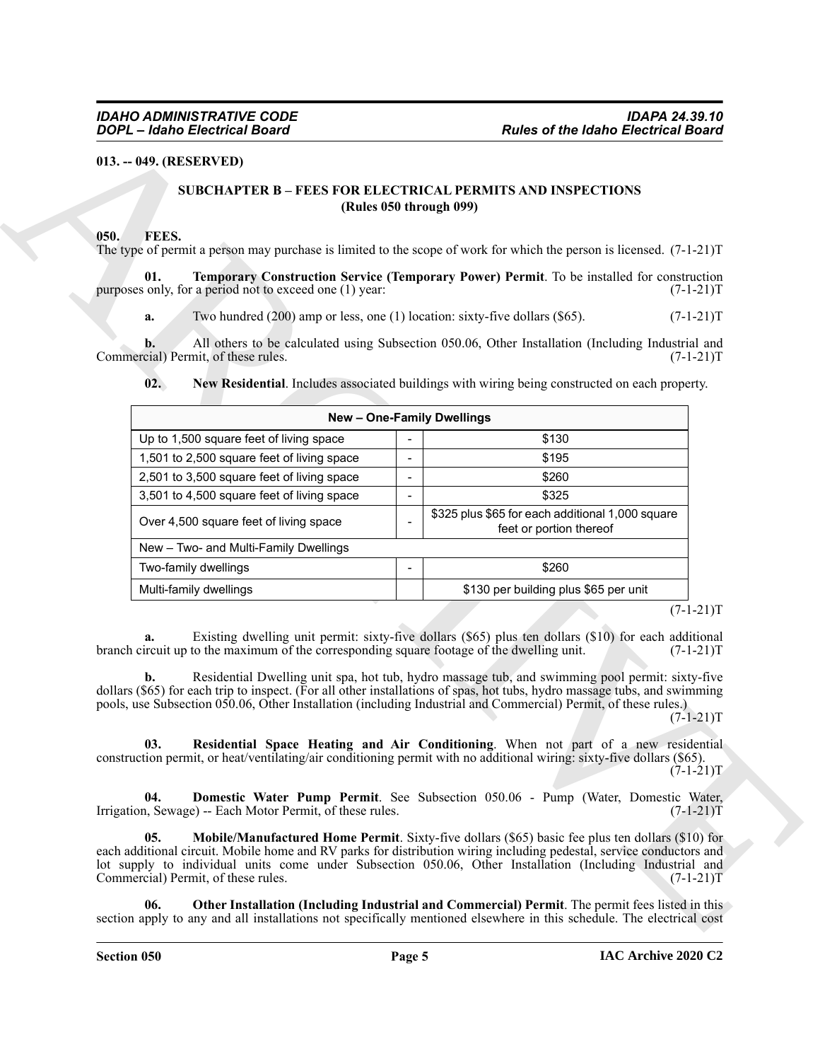**013. -- 049. (RESERVED)**

## SUBCHAPTER B – FEES FOR ELECTRICAL PERMITS AND INSPECTIONS
## (Rules 050 through 099)

**050. FEES.**

The type of permit a person may purchase is limited to the scope of work for which the person is licensed. (7-1-21)T

**01. Temporary Construction Service (Temporary Power) Permit**. To be installed for construction purposes only, for a period not to exceed one (1) year: (7-1-21)T

**a.** Two hundred (200) amp or less, one (1) location: sixty-five dollars ($65). (7-1-21)T

**b.** All others to be calculated using Subsection 050.06, Other Installation (Including Industrial and Commercial) Permit, of these rules. (7-1-21)T

**02. New Residential**. Includes associated buildings with wiring being constructed on each property.

| New – One-Family Dwellings | | |
|---|---|---|
| Up to 1,500 square feet of living space | - | $130 |
| 1,501 to 2,500 square feet of living space | - | $195 |
| 2,501 to 3,500 square feet of living space | - | $260 |
| 3,501 to 4,500 square feet of living space | - | $325 |
| Over 4,500 square feet of living space | - | $325 plus $65 for each additional 1,000 square feet or portion thereof |
| New – Two- and Multi-Family Dwellings | | |
| Two-family dwellings | - | $260 |
| Multi-family dwellings | | $130 per building plus $65 per unit |

(7-1-21)T

**a.** Existing dwelling unit permit: sixty-five dollars ($65) plus ten dollars ($10) for each additional branch circuit up to the maximum of the corresponding square footage of the dwelling unit. (7-1-21)T

**b.** Residential Dwelling unit spa, hot tub, hydro massage tub, and swimming pool permit: sixty-five dollars ($65) for each trip to inspect. (For all other installations of spas, hot tubs, hydro massage tubs, and swimming pools, use Subsection 050.06, Other Installation (including Industrial and Commercial) Permit, of these rules.) (7-1-21)T

**03. Residential Space Heating and Air Conditioning**. When not part of a new residential construction permit, or heat/ventilating/air conditioning permit with no additional wiring: sixty-five dollars ($65). (7-1-21)T

**04. Domestic Water Pump Permit**. See Subsection 050.06 - Pump (Water, Domestic Water, Irrigation, Sewage) -- Each Motor Permit, of these rules. (7-1-21)T

**05. Mobile/Manufactured Home Permit**. Sixty-five dollars ($65) basic fee plus ten dollars ($10) for each additional circuit. Mobile home and RV parks for distribution wiring including pedestal, service conductors and lot supply to individual units come under Subsection 050.06, Other Installation (Including Industrial and Commercial) Permit, of these rules. (7-1-21)T

**06. Other Installation (Including Industrial and Commercial) Permit**. The permit fees listed in this section apply to any and all installations not specifically mentioned elsewhere in this schedule. The electrical cost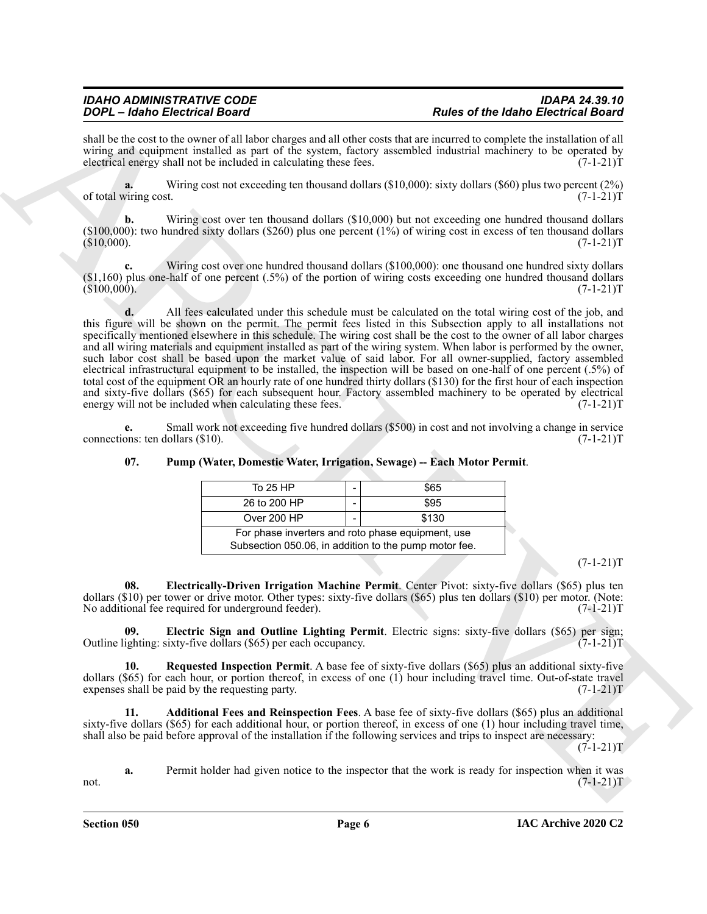shall be the cost to the owner of all labor charges and all other costs that are incurred to complete the installation of all wiring and equipment installed as part of the system, factory assembled industrial machinery to be operated by electrical energy shall not be included in calculating these fees. (7-1-21)T

**a.** Wiring cost not exceeding ten thousand dollars ($10,000): sixty dollars ($60) plus two percent (2%) of total wiring cost. (7-1-21)T

**b.** Wiring cost over ten thousand dollars ($10,000) but not exceeding one hundred thousand dollars ($100,000): two hundred sixty dollars ($260) plus one percent (1%) of wiring cost in excess of ten thousand dollars ($10,000). (7-1-21)T

**c.** Wiring cost over one hundred thousand dollars ($100,000): one thousand one hundred sixty dollars ($1,160) plus one-half of one percent (.5%) of the portion of wiring costs exceeding one hundred thousand dollars ($100,000). (7-1-21)T

**d.** All fees calculated under this schedule must be calculated on the total wiring cost of the job, and this figure will be shown on the permit. The permit fees listed in this Subsection apply to all installations not specifically mentioned elsewhere in this schedule. The wiring cost shall be the cost to the owner of all labor charges and all wiring materials and equipment installed as part of the wiring system. When labor is performed by the owner, such labor cost shall be based upon the market value of said labor. For all owner-supplied, factory assembled electrical infrastructural equipment to be installed, the inspection will be based on one-half of one percent (.5%) of total cost of the equipment OR an hourly rate of one hundred thirty dollars ($130) for the first hour of each inspection and sixty-five dollars ($65) for each subsequent hour. Factory assembled machinery to be operated by electrical energy will not be included when calculating these fees. (7-1-21)T

**e.** Small work not exceeding five hundred dollars ($500) in cost and not involving a change in service connections: ten dollars ($10). (7-1-21)T

**07. Pump (Water, Domestic Water, Irrigation, Sewage) -- Each Motor Permit**.

| To 25 HP | - | $65 |
|---|---|---|
| 26 to 200 HP | - | $95 |
| Over 200 HP | - | $130 |
| For phase inverters and roto phase equipment, use Subsection 050.06, in addition to the pump motor fee. | | |

(7-1-21)T

**08. Electrically-Driven Irrigation Machine Permit**. Center Pivot: sixty-five dollars ($65) plus ten dollars ($10) per tower or drive motor. Other types: sixty-five dollars ($65) plus ten dollars ($10) per motor. (Note: No additional fee required for underground feeder). (7-1-21)T

**09. Electric Sign and Outline Lighting Permit**. Electric signs: sixty-five dollars ($65) per sign; Outline lighting: sixty-five dollars ($65) per each occupancy. (7-1-21)T

**10. Requested Inspection Permit**. A base fee of sixty-five dollars ($65) plus an additional sixty-five dollars ($65) for each hour, or portion thereof, in excess of one (1) hour including travel time. Out-of-state travel expenses shall be paid by the requesting party. (7-1-21)T

**11. Additional Fees and Reinspection Fees**. A base fee of sixty-five dollars ($65) plus an additional sixty-five dollars ($65) for each additional hour, or portion thereof, in excess of one (1) hour including travel time, shall also be paid before approval of the installation if the following services and trips to inspect are necessary: (7-1-21)T

**a.** Permit holder had given notice to the inspector that the work is ready for inspection when it was not. (7-1-21)T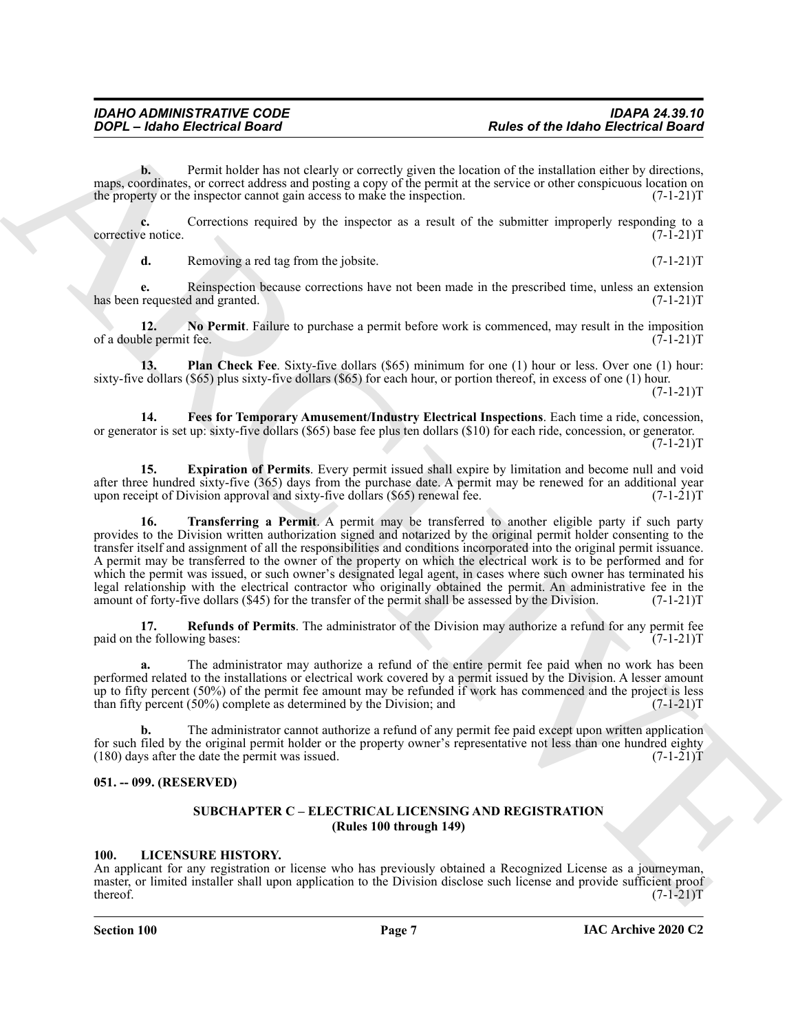**b.** Permit holder has not clearly or correctly given the location of the installation either by directions, maps, coordinates, or correct address and posting a copy of the permit at the service or other conspicuous location on the property or the inspector cannot gain access to make the inspection. (7-1-21)T

**c.** Corrections required by the inspector as a result of the submitter improperly responding to a corrective notice. (7-1-21)T

**d.** Removing a red tag from the jobsite. (7-1-21)T

**e.** Reinspection because corrections have not been made in the prescribed time, unless an extension has been requested and granted. (7-1-21)T

**12. No Permit**. Failure to purchase a permit before work is commenced, may result in the imposition of a double permit fee. (7-1-21)T

**13. Plan Check Fee**. Sixty-five dollars ($65) minimum for one (1) hour or less. Over one (1) hour: sixty-five dollars ($65) plus sixty-five dollars ($65) for each hour, or portion thereof, in excess of one (1) hour. (7-1-21)T

**14. Fees for Temporary Amusement/Industry Electrical Inspections**. Each time a ride, concession, or generator is set up: sixty-five dollars ($65) base fee plus ten dollars ($10) for each ride, concession, or generator. (7-1-21)T

**15. Expiration of Permits**. Every permit issued shall expire by limitation and become null and void after three hundred sixty-five (365) days from the purchase date. A permit may be renewed for an additional year upon receipt of Division approval and sixty-five dollars ($65) renewal fee. (7-1-21)T

**16. Transferring a Permit**. A permit may be transferred to another eligible party if such party provides to the Division written authorization signed and notarized by the original permit holder consenting to the transfer itself and assignment of all the responsibilities and conditions incorporated into the original permit issuance. A permit may be transferred to the owner of the property on which the electrical work is to be performed and for which the permit was issued, or such owner's designated legal agent, in cases where such owner has terminated his legal relationship with the electrical contractor who originally obtained the permit. An administrative fee in the amount of forty-five dollars ($45) for the transfer of the permit shall be assessed by the Division. (7-1-21)T

**17. Refunds of Permits**. The administrator of the Division may authorize a refund for any permit fee paid on the following bases: (7-1-21)T

**a.** The administrator may authorize a refund of the entire permit fee paid when no work has been performed related to the installations or electrical work covered by a permit issued by the Division. A lesser amount up to fifty percent (50%) of the permit fee amount may be refunded if work has commenced and the project is less than fifty percent (50%) complete as determined by the Division; and (7-1-21)T

**b.** The administrator cannot authorize a refund of any permit fee paid except upon written application for such filed by the original permit holder or the property owner's representative not less than one hundred eighty (180) days after the date the permit was issued. (7-1-21)T

**051. -- 099. (RESERVED)**

## SUBCHAPTER C – ELECTRICAL LICENSING AND REGISTRATION (Rules 100 through 149)

**100. LICENSURE HISTORY.**

An applicant for any registration or license who has previously obtained a Recognized License as a journeyman, master, or limited installer shall upon application to the Division disclose such license and provide sufficient proof thereof. (7-1-21)T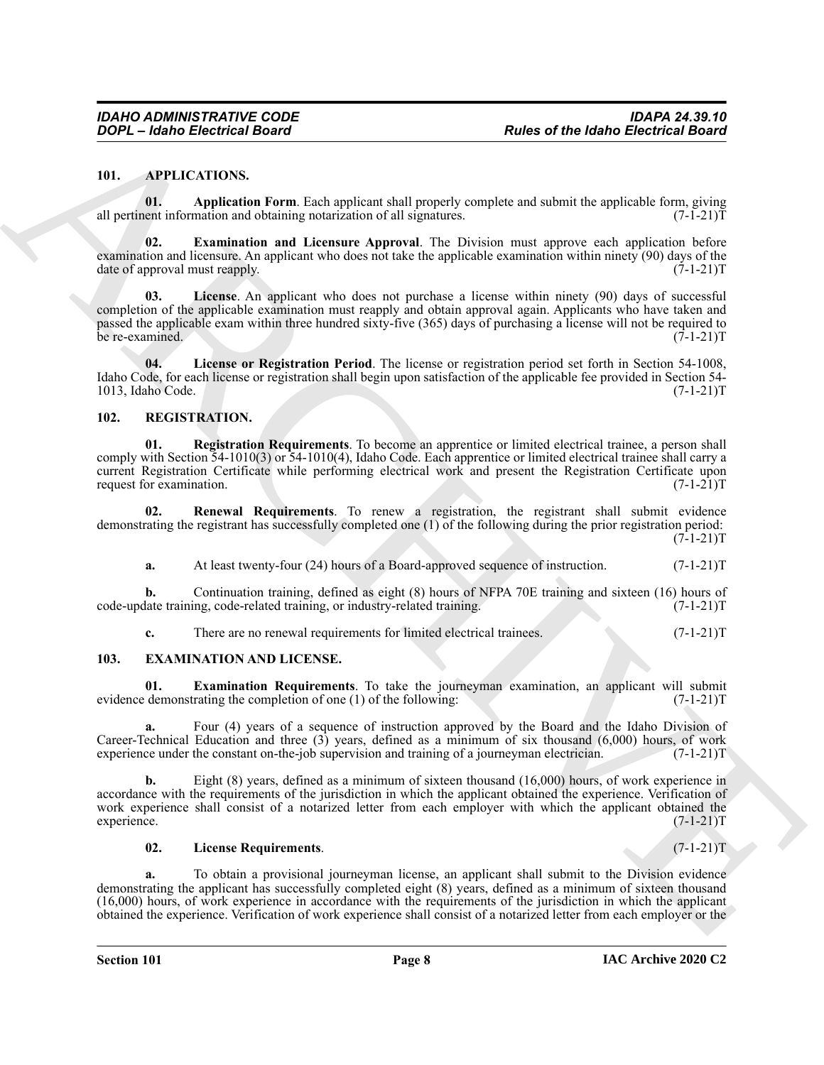## 101. APPLICATIONS.

**01. Application Form**. Each applicant shall properly complete and submit the applicable form, giving all pertinent information and obtaining notarization of all signatures. (7-1-21)T

**02. Examination and Licensure Approval**. The Division must approve each application before examination and licensure. An applicant who does not take the applicable examination within ninety (90) days of the date of approval must reapply. (7-1-21)T

**03. License**. An applicant who does not purchase a license within ninety (90) days of successful completion of the applicable examination must reapply and obtain approval again. Applicants who have taken and passed the applicable exam within three hundred sixty-five (365) days of purchasing a license will not be required to be re-examined. (7-1-21)T

**04. License or Registration Period**. The license or registration period set forth in Section 54-1008, Idaho Code, for each license or registration shall begin upon satisfaction of the applicable fee provided in Section 54-1013, Idaho Code. (7-1-21)T

## 102. REGISTRATION.

**01. Registration Requirements**. To become an apprentice or limited electrical trainee, a person shall comply with Section 54-1010(3) or 54-1010(4), Idaho Code. Each apprentice or limited electrical trainee shall carry a current Registration Certificate while performing electrical work and present the Registration Certificate upon request for examination. (7-1-21)T

**02. Renewal Requirements**. To renew a registration, the registrant shall submit evidence demonstrating the registrant has successfully completed one (1) of the following during the prior registration period: (7-1-21)T

**a.** At least twenty-four (24) hours of a Board-approved sequence of instruction. (7-1-21)T

**b.** Continuation training, defined as eight (8) hours of NFPA 70E training and sixteen (16) hours of code-update training, code-related training, or industry-related training. (7-1-21)T

**c.** There are no renewal requirements for limited electrical trainees. (7-1-21)T

## 103. EXAMINATION AND LICENSE.

**01. Examination Requirements**. To take the journeyman examination, an applicant will submit evidence demonstrating the completion of one (1) of the following: (7-1-21)T

**a.** Four (4) years of a sequence of instruction approved by the Board and the Idaho Division of Career-Technical Education and three (3) years, defined as a minimum of six thousand (6,000) hours, of work experience under the constant on-the-job supervision and training of a journeyman electrician. (7-1-21)T

**b.** Eight (8) years, defined as a minimum of sixteen thousand (16,000) hours, of work experience in accordance with the requirements of the jurisdiction in which the applicant obtained the experience. Verification of work experience shall consist of a notarized letter from each employer with which the applicant obtained the experience. (7-1-21)T

**02. License Requirements**. (7-1-21)T

**a.** To obtain a provisional journeyman license, an applicant shall submit to the Division evidence demonstrating the applicant has successfully completed eight (8) years, defined as a minimum of sixteen thousand (16,000) hours, of work experience in accordance with the requirements of the jurisdiction in which the applicant obtained the experience. Verification of work experience shall consist of a notarized letter from each employer or the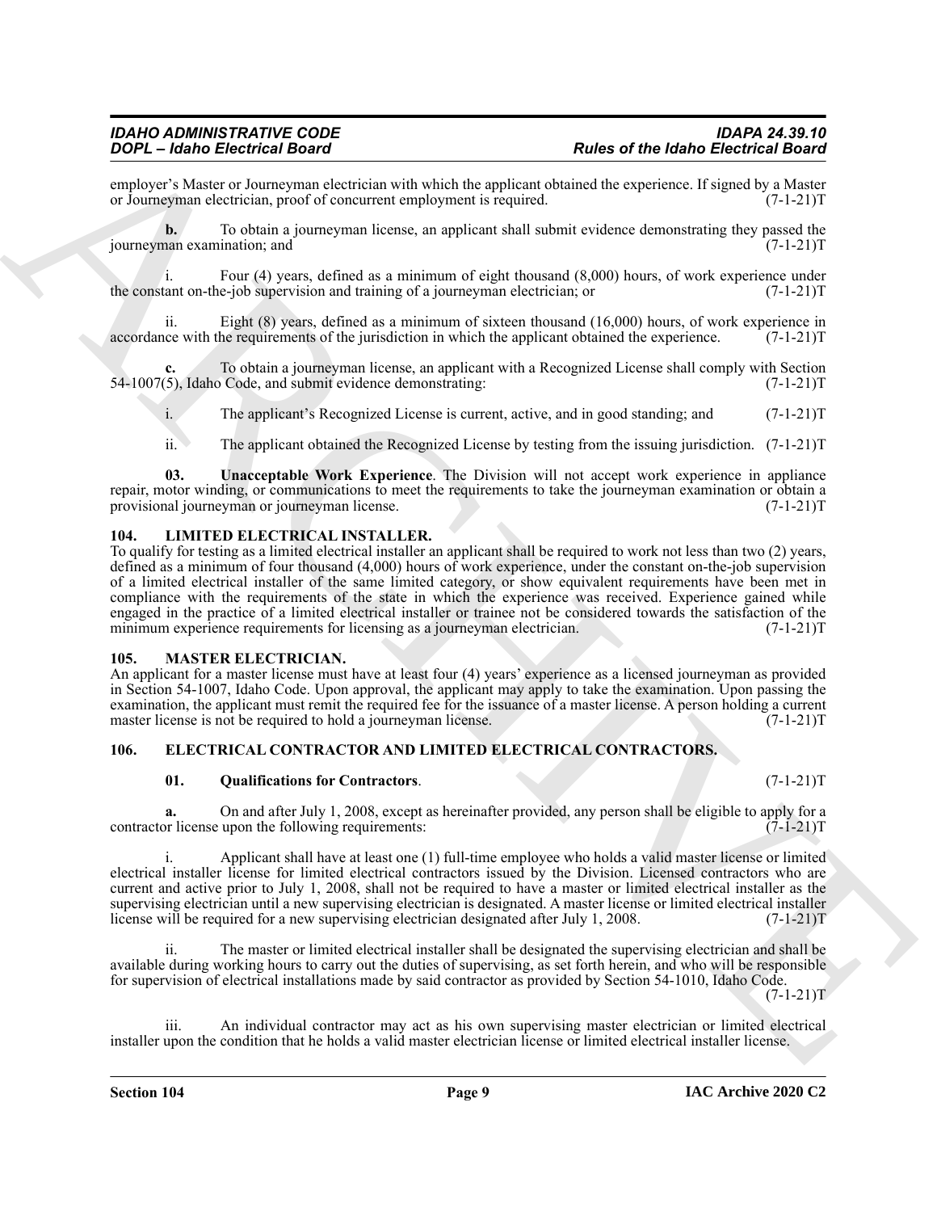employer's Master or Journeyman electrician with which the applicant obtained the experience. If signed by a Master or Journeyman electrician, proof of concurrent employment is required. (7-1-21)T

**b.** To obtain a journeyman license, an applicant shall submit evidence demonstrating they passed the journeyman examination; and (7-1-21)T

i. Four (4) years, defined as a minimum of eight thousand (8,000) hours, of work experience under the constant on-the-job supervision and training of a journeyman electrician; or (7-1-21)T

ii. Eight (8) years, defined as a minimum of sixteen thousand (16,000) hours, of work experience in accordance with the requirements of the jurisdiction in which the applicant obtained the experience. (7-1-21)T

**c.** To obtain a journeyman license, an applicant with a Recognized License shall comply with Section 54-1007(5), Idaho Code, and submit evidence demonstrating: (7-1-21)T

i. The applicant's Recognized License is current, active, and in good standing; and (7-1-21)T

ii. The applicant obtained the Recognized License by testing from the issuing jurisdiction. (7-1-21)T

**03. Unacceptable Work Experience**. The Division will not accept work experience in appliance repair, motor winding, or communications to meet the requirements to take the journeyman examination or obtain a provisional journeyman or journeyman license. (7-1-21)T

## 104. LIMITED ELECTRICAL INSTALLER.

To qualify for testing as a limited electrical installer an applicant shall be required to work not less than two (2) years, defined as a minimum of four thousand (4,000) hours of work experience, under the constant on-the-job supervision of a limited electrical installer of the same limited category, or show equivalent requirements have been met in compliance with the requirements of the state in which the experience was received. Experience gained while engaged in the practice of a limited electrical installer or trainee not be considered towards the satisfaction of the minimum experience requirements for licensing as a journeyman electrician. (7-1-21)T

## 105. MASTER ELECTRICIAN.

An applicant for a master license must have at least four (4) years' experience as a licensed journeyman as provided in Section 54-1007, Idaho Code. Upon approval, the applicant may apply to take the examination. Upon passing the examination, the applicant must remit the required fee for the issuance of a master license. A person holding a current master license is not be required to hold a journeyman license. (7-1-21)T

## 106. ELECTRICAL CONTRACTOR AND LIMITED ELECTRICAL CONTRACTORS.

**01. Qualifications for Contractors**. (7-1-21)T

**a.** On and after July 1, 2008, except as hereinafter provided, any person shall be eligible to apply for a contractor license upon the following requirements: (7-1-21)T

i. Applicant shall have at least one (1) full-time employee who holds a valid master license or limited electrical installer license for limited electrical contractors issued by the Division. Licensed contractors who are current and active prior to July 1, 2008, shall not be required to have a master or limited electrical installer as the supervising electrician until a new supervising electrician is designated. A master license or limited electrical installer license will be required for a new supervising electrician designated after July 1, 2008. (7-1-21)T

ii. The master or limited electrical installer shall be designated the supervising electrician and shall be available during working hours to carry out the duties of supervising, as set forth herein, and who will be responsible for supervision of electrical installations made by said contractor as provided by Section 54-1010, Idaho Code. (7-1-21)T

iii. An individual contractor may act as his own supervising master electrician or limited electrical installer upon the condition that he holds a valid master electrician license or limited electrical installer license.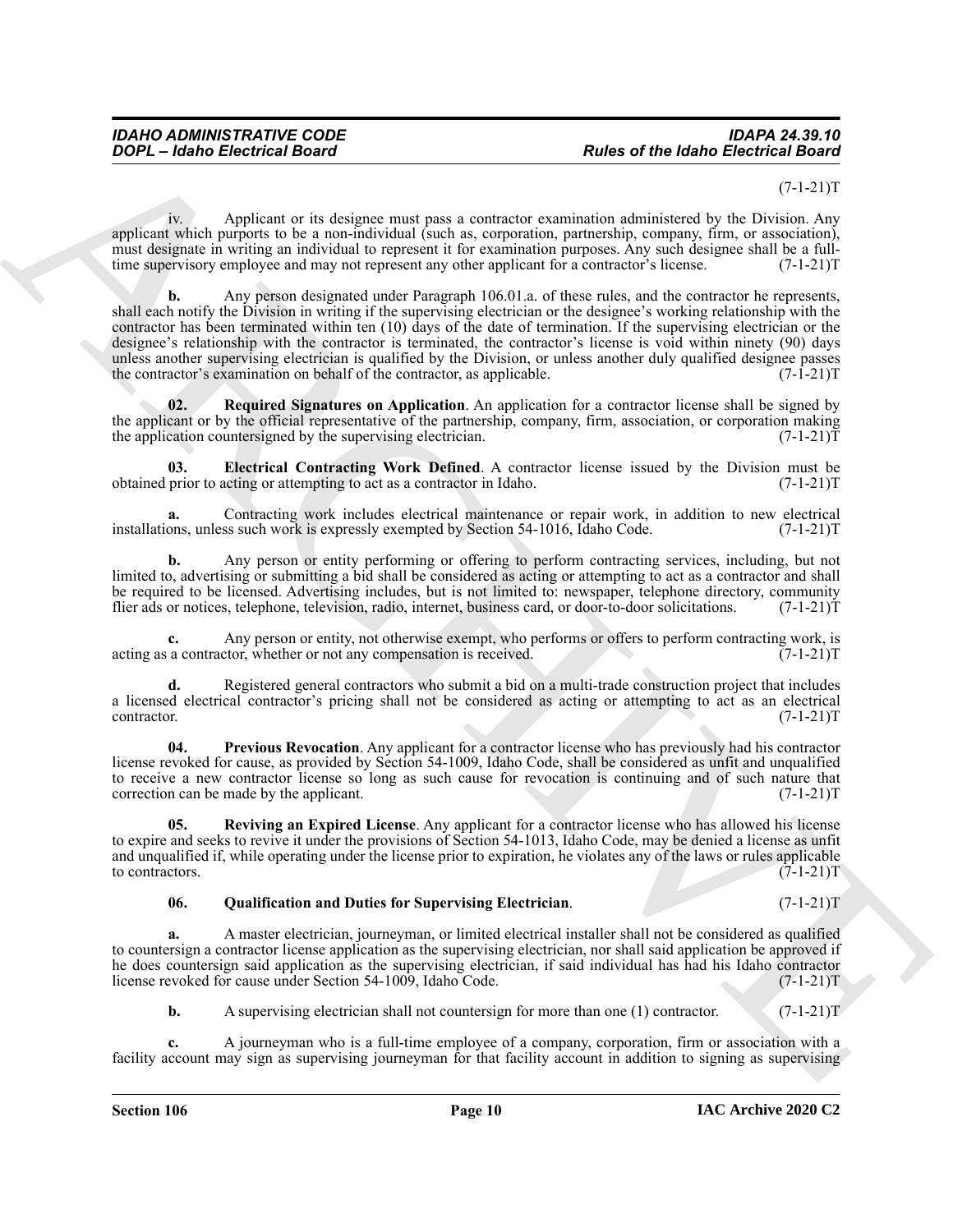(7-1-21)T

iv. Applicant or its designee must pass a contractor examination administered by the Division. Any applicant which purports to be a non-individual (such as, corporation, partnership, company, firm, or association), must designate in writing an individual to represent it for examination purposes. Any such designee shall be a full-time supervisory employee and may not represent any other applicant for a contractor's license. (7-1-21)T

**b.** Any person designated under Paragraph 106.01.a. of these rules, and the contractor he represents, shall each notify the Division in writing if the supervising electrician or the designee's working relationship with the contractor has been terminated within ten (10) days of the date of termination. If the supervising electrician or the designee's relationship with the contractor is terminated, the contractor's license is void within ninety (90) days unless another supervising electrician is qualified by the Division, or unless another duly qualified designee passes the contractor's examination on behalf of the contractor, as applicable. (7-1-21)T

**02. Required Signatures on Application**. An application for a contractor license shall be signed by the applicant or by the official representative of the partnership, company, firm, association, or corporation making the application countersigned by the supervising electrician. (7-1-21)T

**03. Electrical Contracting Work Defined**. A contractor license issued by the Division must be obtained prior to acting or attempting to act as a contractor in Idaho. (7-1-21)T

**a.** Contracting work includes electrical maintenance or repair work, in addition to new electrical installations, unless such work is expressly exempted by Section 54-1016, Idaho Code. (7-1-21)T

**b.** Any person or entity performing or offering to perform contracting services, including, but not limited to, advertising or submitting a bid shall be considered as acting or attempting to act as a contractor and shall be required to be licensed. Advertising includes, but is not limited to: newspaper, telephone directory, community flier ads or notices, telephone, television, radio, internet, business card, or door-to-door solicitations. (7-1-21)T

**c.** Any person or entity, not otherwise exempt, who performs or offers to perform contracting work, is acting as a contractor, whether or not any compensation is received. (7-1-21)T

**d.** Registered general contractors who submit a bid on a multi-trade construction project that includes a licensed electrical contractor's pricing shall not be considered as acting or attempting to act as an electrical contractor. (7-1-21)T

**04. Previous Revocation**. Any applicant for a contractor license who has previously had his contractor license revoked for cause, as provided by Section 54-1009, Idaho Code, shall be considered as unfit and unqualified to receive a new contractor license so long as such cause for revocation is continuing and of such nature that correction can be made by the applicant. (7-1-21)T

**05. Reviving an Expired License**. Any applicant for a contractor license who has allowed his license to expire and seeks to revive it under the provisions of Section 54-1013, Idaho Code, may be denied a license as unfit and unqualified if, while operating under the license prior to expiration, he violates any of the laws or rules applicable to contractors. (7-1-21)T

**06. Qualification and Duties for Supervising Electrician**. (7-1-21)T

**a.** A master electrician, journeyman, or limited electrical installer shall not be considered as qualified to countersign a contractor license application as the supervising electrician, nor shall said application be approved if he does countersign said application as the supervising electrician, if said individual has had his Idaho contractor license revoked for cause under Section 54-1009, Idaho Code. (7-1-21)T

**b.** A supervising electrician shall not countersign for more than one (1) contractor. (7-1-21)T

**c.** A journeyman who is a full-time employee of a company, corporation, firm or association with a facility account may sign as supervising journeyman for that facility account in addition to signing as supervising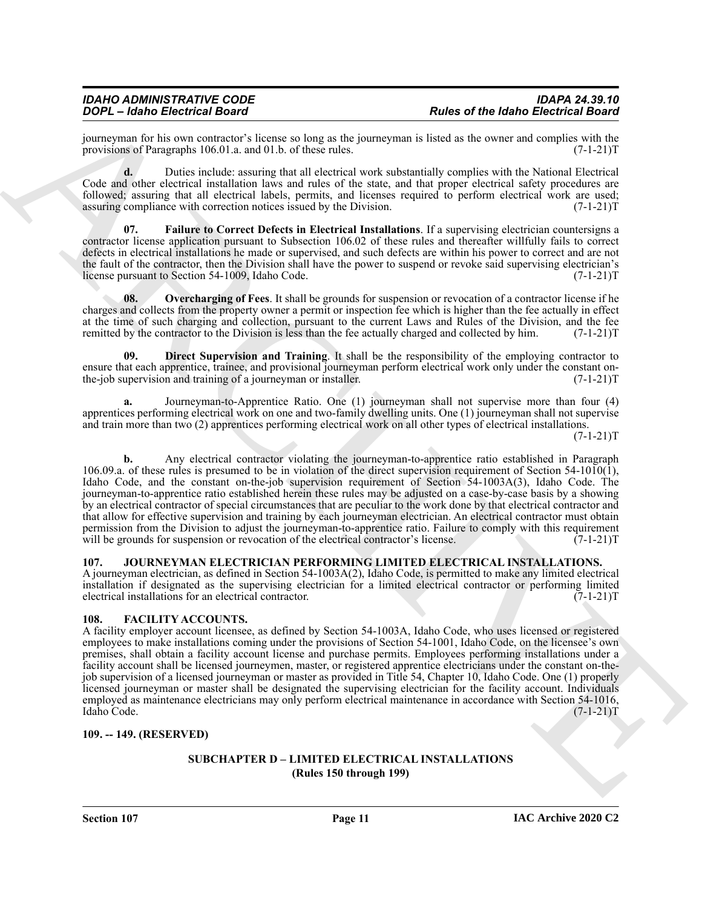journeyman for his own contractor's license so long as the journeyman is listed as the owner and complies with the provisions of Paragraphs 106.01.a. and 01.b. of these rules. (7-1-21)T

**d.** Duties include: assuring that all electrical work substantially complies with the National Electrical Code and other electrical installation laws and rules of the state, and that proper electrical safety procedures are followed; assuring that all electrical labels, permits, and licenses required to perform electrical work are used; assuring compliance with correction notices issued by the Division. (7-1-21)T

**07. Failure to Correct Defects in Electrical Installations**. If a supervising electrician countersigns a contractor license application pursuant to Subsection 106.02 of these rules and thereafter willfully fails to correct defects in electrical installations he made or supervised, and such defects are within his power to correct and are not the fault of the contractor, then the Division shall have the power to suspend or revoke said supervising electrician's license pursuant to Section 54-1009, Idaho Code. (7-1-21)T

**08. Overcharging of Fees**. It shall be grounds for suspension or revocation of a contractor license if he charges and collects from the property owner a permit or inspection fee which is higher than the fee actually in effect at the time of such charging and collection, pursuant to the current Laws and Rules of the Division, and the fee remitted by the contractor to the Division is less than the fee actually charged and collected by him. (7-1-21)T

**09. Direct Supervision and Training**. It shall be the responsibility of the employing contractor to ensure that each apprentice, trainee, and provisional journeyman perform electrical work only under the constant on-the-job supervision and training of a journeyman or installer. (7-1-21)T

**a.** Journeyman-to-Apprentice Ratio. One (1) journeyman shall not supervise more than four (4) apprentices performing electrical work on one and two-family dwelling units. One (1) journeyman shall not supervise and train more than two (2) apprentices performing electrical work on all other types of electrical installations. (7-1-21)T

**b.** Any electrical contractor violating the journeyman-to-apprentice ratio established in Paragraph 106.09.a. of these rules is presumed to be in violation of the direct supervision requirement of Section 54-1010(1), Idaho Code, and the constant on-the-job supervision requirement of Section 54-1003A(3), Idaho Code. The journeyman-to-apprentice ratio established herein these rules may be adjusted on a case-by-case basis by a showing by an electrical contractor of special circumstances that are peculiar to the work done by that electrical contractor and that allow for effective supervision and training by each journeyman electrician. An electrical contractor must obtain permission from the Division to adjust the journeyman-to-apprentice ratio. Failure to comply with this requirement will be grounds for suspension or revocation of the electrical contractor's license. (7-1-21)T

## 107. JOURNEYMAN ELECTRICIAN PERFORMING LIMITED ELECTRICAL INSTALLATIONS.

A journeyman electrician, as defined in Section 54-1003A(2), Idaho Code, is permitted to make any limited electrical installation if designated as the supervising electrician for a limited electrical contractor or performing limited electrical installations for an electrical contractor. (7-1-21)T

## 108. FACILITY ACCOUNTS.

A facility employer account licensee, as defined by Section 54-1003A, Idaho Code, who uses licensed or registered employees to make installations coming under the provisions of Section 54-1001, Idaho Code, on the licensee's own premises, shall obtain a facility account license and purchase permits. Employees performing installations under a facility account shall be licensed journeymen, master, or registered apprentice electricians under the constant on-the-job supervision of a licensed journeyman or master as provided in Title 54, Chapter 10, Idaho Code. One (1) properly licensed journeyman or master shall be designated the supervising electrician for the facility account. Individuals employed as maintenance electricians may only perform electrical maintenance in accordance with Section 54-1016, Idaho Code. (7-1-21)T

## 109. -- 149. (RESERVED)

## SUBCHAPTER D – LIMITED ELECTRICAL INSTALLATIONS
### (Rules 150 through 199)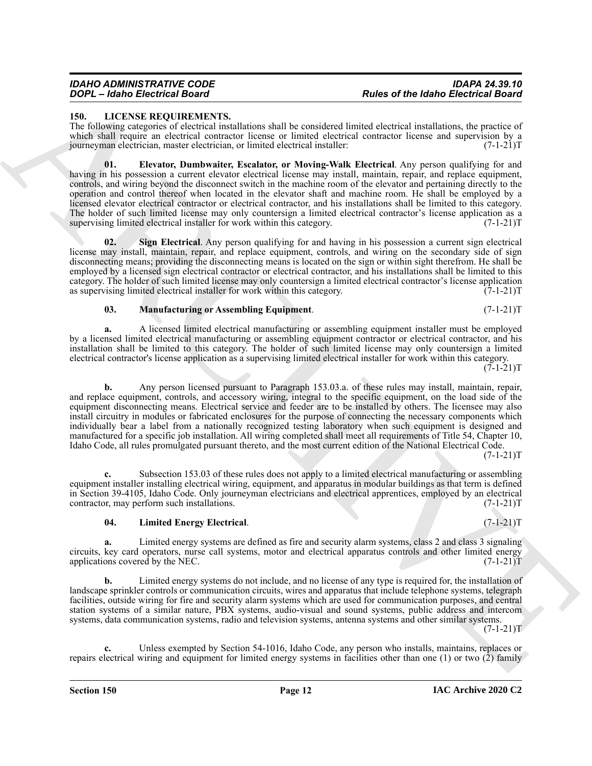## 150. LICENSE REQUIREMENTS.

The following categories of electrical installations shall be considered limited electrical installations, the practice of which shall require an electrical contractor license or limited electrical contractor license and supervision by a journeyman electrician, master electrician, or limited electrical installer: (7-1-21)T

**01. Elevator, Dumbwaiter, Escalator, or Moving-Walk Electrical**. Any person qualifying for and having in his possession a current elevator electrical license may install, maintain, repair, and replace equipment, controls, and wiring beyond the disconnect switch in the machine room of the elevator and pertaining directly to the operation and control thereof when located in the elevator shaft and machine room. He shall be employed by a licensed elevator electrical contractor or electrical contractor, and his installations shall be limited to this category. The holder of such limited license may only countersign a limited electrical contractor's license application as a supervising limited electrical installer for work within this category. (7-1-21)T

**02. Sign Electrical**. Any person qualifying for and having in his possession a current sign electrical license may install, maintain, repair, and replace equipment, controls, and wiring on the secondary side of sign disconnecting means; providing the disconnecting means is located on the sign or within sight therefrom. He shall be employed by a licensed sign electrical contractor or electrical contractor, and his installations shall be limited to this category. The holder of such limited license may only countersign a limited electrical contractor's license application as supervising limited electrical installer for work within this category. (7-1-21)T

**03. Manufacturing or Assembling Equipment**. (7-1-21)T

**a.** A licensed limited electrical manufacturing or assembling equipment installer must be employed by a licensed limited electrical manufacturing or assembling equipment contractor or electrical contractor, and his installation shall be limited to this category. The holder of such limited license may only countersign a limited electrical contractor's license application as a supervising limited electrical installer for work within this category. (7-1-21)T

**b.** Any person licensed pursuant to Paragraph 153.03.a. of these rules may install, maintain, repair, and replace equipment, controls, and accessory wiring, integral to the specific equipment, on the load side of the equipment disconnecting means. Electrical service and feeder are to be installed by others. The licensee may also install circuitry in modules or fabricated enclosures for the purpose of connecting the necessary components which individually bear a label from a nationally recognized testing laboratory when such equipment is designed and manufactured for a specific job installation. All wiring completed shall meet all requirements of Title 54, Chapter 10, Idaho Code, all rules promulgated pursuant thereto, and the most current edition of the National Electrical Code. (7-1-21)T

**c.** Subsection 153.03 of these rules does not apply to a limited electrical manufacturing or assembling equipment installer installing electrical wiring, equipment, and apparatus in modular buildings as that term is defined in Section 39-4105, Idaho Code. Only journeyman electricians and electrical apprentices, employed by an electrical contractor, may perform such installations. (7-1-21)T

**04. Limited Energy Electrical**. (7-1-21)T

**a.** Limited energy systems are defined as fire and security alarm systems, class 2 and class 3 signaling circuits, key card operators, nurse call systems, motor and electrical apparatus controls and other limited energy applications covered by the NEC. (7-1-21)T

**b.** Limited energy systems do not include, and no license of any type is required for, the installation of landscape sprinkler controls or communication circuits, wires and apparatus that include telephone systems, telegraph facilities, outside wiring for fire and security alarm systems which are used for communication purposes, and central station systems of a similar nature, PBX systems, audio-visual and sound systems, public address and intercom systems, data communication systems, radio and television systems, antenna systems and other similar systems. (7-1-21)T

**c.** Unless exempted by Section 54-1016, Idaho Code, any person who installs, maintains, replaces or repairs electrical wiring and equipment for limited energy systems in facilities other than one (1) or two (2) family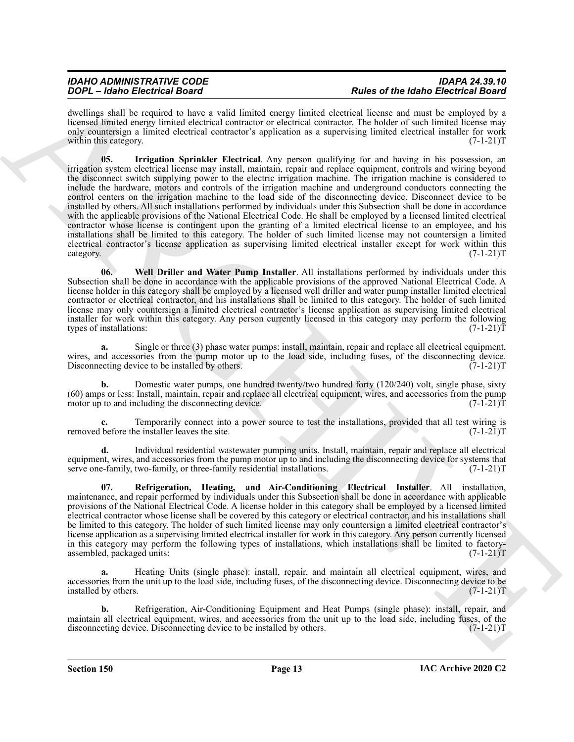dwellings shall be required to have a valid limited energy limited electrical license and must be employed by a licensed limited energy limited electrical contractor or electrical contractor. The holder of such limited license may only countersign a limited electrical contractor's application as a supervising limited electrical installer for work within this category. (7-1-21)T

**05. Irrigation Sprinkler Electrical**. Any person qualifying for and having in his possession, an irrigation system electrical license may install, maintain, repair and replace equipment, controls and wiring beyond the disconnect switch supplying power to the electric irrigation machine. The irrigation machine is considered to include the hardware, motors and controls of the irrigation machine and underground conductors connecting the control centers on the irrigation machine to the load side of the disconnecting device. Disconnect device to be installed by others. All such installations performed by individuals under this Subsection shall be done in accordance with the applicable provisions of the National Electrical Code. He shall be employed by a licensed limited electrical contractor whose license is contingent upon the granting of a limited electrical license to an employee, and his installations shall be limited to this category. The holder of such limited license may not countersign a limited electrical contractor's license application as supervising limited electrical installer except for work within this category. (7-1-21)T

**06. Well Driller and Water Pump Installer**. All installations performed by individuals under this Subsection shall be done in accordance with the applicable provisions of the approved National Electrical Code. A license holder in this category shall be employed by a licensed well driller and water pump installer limited electrical contractor or electrical contractor, and his installations shall be limited to this category. The holder of such limited license may only countersign a limited electrical contractor's license application as supervising limited electrical installer for work within this category. Any person currently licensed in this category may perform the following types of installations: (7-1-21)T

**a.** Single or three (3) phase water pumps: install, maintain, repair and replace all electrical equipment, wires, and accessories from the pump motor up to the load side, including fuses, of the disconnecting device. Disconnecting device to be installed by others. (7-1-21)T

**b.** Domestic water pumps, one hundred twenty/two hundred forty (120/240) volt, single phase, sixty (60) amps or less: Install, maintain, repair and replace all electrical equipment, wires, and accessories from the pump motor up to and including the disconnecting device. (7-1-21)T

**c.** Temporarily connect into a power source to test the installations, provided that all test wiring is removed before the installer leaves the site. (7-1-21)T

**d.** Individual residential wastewater pumping units. Install, maintain, repair and replace all electrical equipment, wires, and accessories from the pump motor up to and including the disconnecting device for systems that serve one-family, two-family, or three-family residential installations. (7-1-21)T

**07. Refrigeration, Heating, and Air-Conditioning Electrical Installer**. All installation, maintenance, and repair performed by individuals under this Subsection shall be done in accordance with applicable provisions of the National Electrical Code. A license holder in this category shall be employed by a licensed limited electrical contractor whose license shall be covered by this category or electrical contractor, and his installations shall be limited to this category. The holder of such limited license may only countersign a limited electrical contractor's license application as a supervising limited electrical installer for work in this category. Any person currently licensed in this category may perform the following types of installations, which installations shall be limited to factory-assembled, packaged units: (7-1-21)T

**a.** Heating Units (single phase): install, repair, and maintain all electrical equipment, wires, and accessories from the unit up to the load side, including fuses, of the disconnecting device. Disconnecting device to be installed by others. (7-1-21)T

**b.** Refrigeration, Air-Conditioning Equipment and Heat Pumps (single phase): install, repair, and maintain all electrical equipment, wires, and accessories from the unit up to the load side, including fuses, of the disconnecting device. Disconnecting device to be installed by others. (7-1-21)T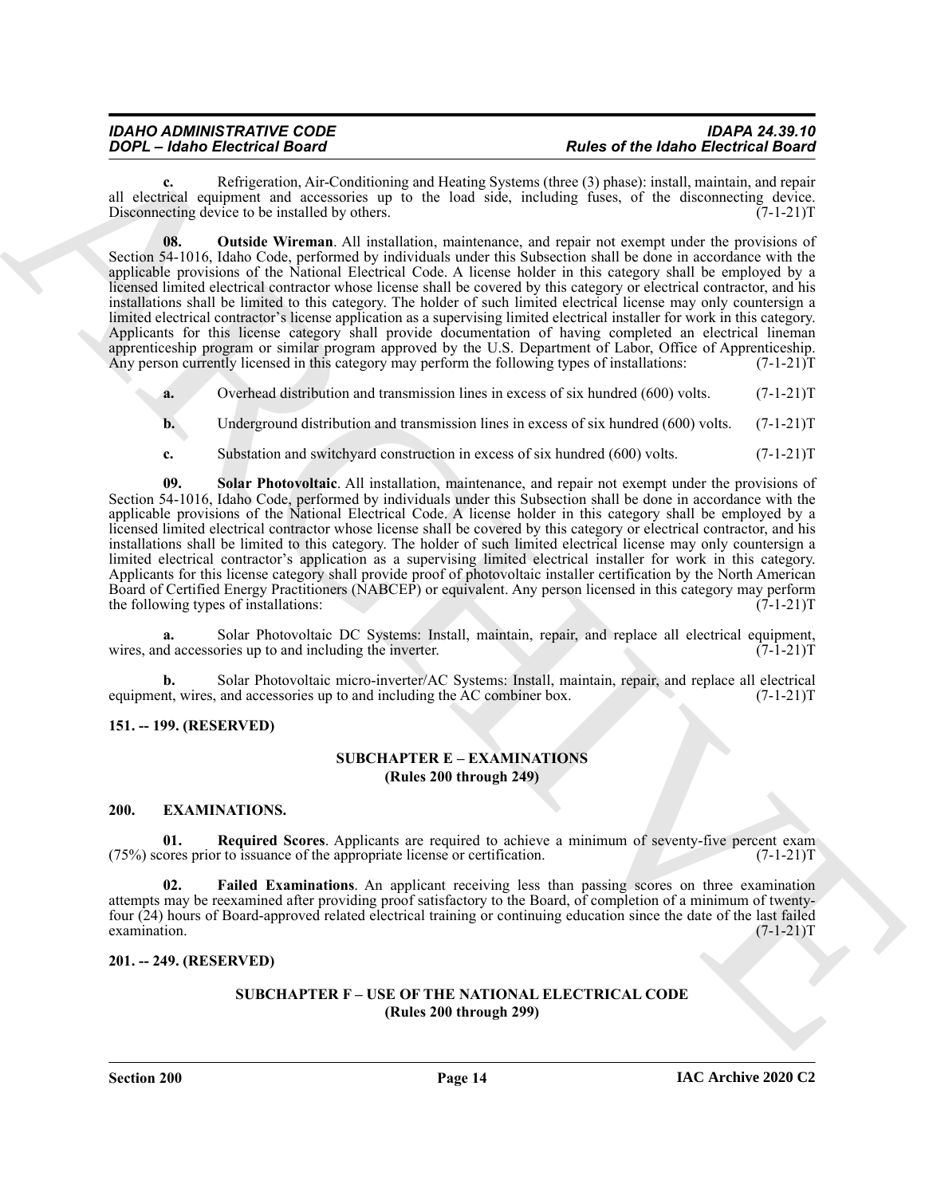**c.** Refrigeration, Air-Conditioning and Heating Systems (three (3) phase): install, maintain, and repair all electrical equipment and accessories up to the load side, including fuses, of the disconnecting device. Disconnecting device to be installed by others. (7-1-21)T

**08. Outside Wireman**. All installation, maintenance, and repair not exempt under the provisions of Section 54-1016, Idaho Code, performed by individuals under this Subsection shall be done in accordance with the applicable provisions of the National Electrical Code. A license holder in this category shall be employed by a licensed limited electrical contractor whose license shall be covered by this category or electrical contractor, and his installations shall be limited to this category. The holder of such limited electrical license may only countersign a limited electrical contractor's license application as a supervising limited electrical installer for work in this category. Applicants for this license category shall provide documentation of having completed an electrical lineman apprenticeship program or similar program approved by the U.S. Department of Labor, Office of Apprenticeship. Any person currently licensed in this category may perform the following types of installations: (7-1-21)T

**a.** Overhead distribution and transmission lines in excess of six hundred (600) volts. (7-1-21)T

**b.** Underground distribution and transmission lines in excess of six hundred (600) volts. (7-1-21)T

**c.** Substation and switchyard construction in excess of six hundred (600) volts. (7-1-21)T

**09. Solar Photovoltaic**. All installation, maintenance, and repair not exempt under the provisions of Section 54-1016, Idaho Code, performed by individuals under this Subsection shall be done in accordance with the applicable provisions of the National Electrical Code. A license holder in this category shall be employed by a licensed limited electrical contractor whose license shall be covered by this category or electrical contractor, and his installations shall be limited to this category. The holder of such limited electrical license may only countersign a limited electrical contractor's application as a supervising limited electrical installer for work in this category. Applicants for this license category shall provide proof of photovoltaic installer certification by the North American Board of Certified Energy Practitioners (NABCEP) or equivalent. Any person licensed in this category may perform the following types of installations: (7-1-21)T

**a.** Solar Photovoltaic DC Systems: Install, maintain, repair, and replace all electrical equipment, wires, and accessories up to and including the inverter. (7-1-21)T

**b.** Solar Photovoltaic micro-inverter/AC Systems: Install, maintain, repair, and replace all electrical equipment, wires, and accessories up to and including the AC combiner box. (7-1-21)T

### 151. -- 199. (RESERVED)

## SUBCHAPTER E – EXAMINATIONS
## (Rules 200 through 249)

### 200. EXAMINATIONS.

**01. Required Scores**. Applicants are required to achieve a minimum of seventy-five percent exam (75%) scores prior to issuance of the appropriate license or certification. (7-1-21)T

**02. Failed Examinations**. An applicant receiving less than passing scores on three examination attempts may be reexamined after providing proof satisfactory to the Board, of completion of a minimum of twenty-four (24) hours of Board-approved related electrical training or continuing education since the date of the last failed examination. (7-1-21)T

### 201. -- 249. (RESERVED)

## SUBCHAPTER F – USE OF THE NATIONAL ELECTRICAL CODE
## (Rules 200 through 299)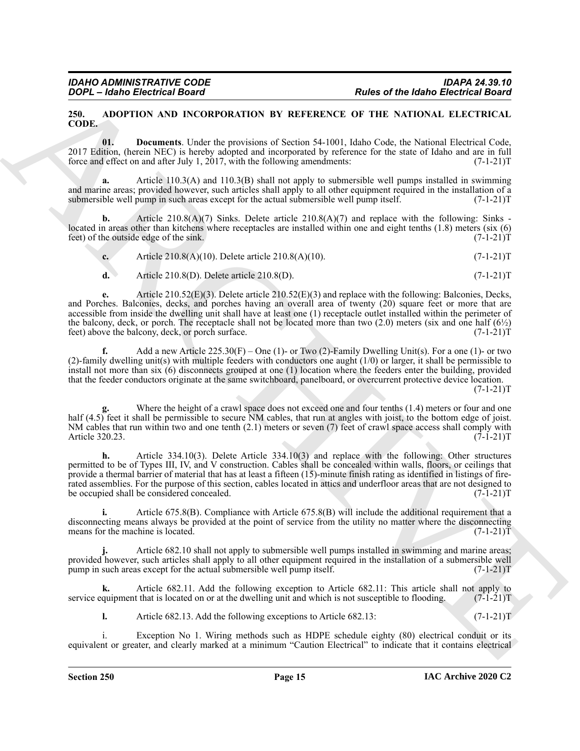## 250. ADOPTION AND INCORPORATION BY REFERENCE OF THE NATIONAL ELECTRICAL CODE.

**01. Documents**. Under the provisions of Section 54-1001, Idaho Code, the National Electrical Code, 2017 Edition, (herein NEC) is hereby adopted and incorporated by reference for the state of Idaho and are in full force and effect on and after July 1, 2017, with the following amendments: (7-1-21)T

**a.** Article 110.3(A) and 110.3(B) shall not apply to submersible well pumps installed in swimming and marine areas; provided however, such articles shall apply to all other equipment required in the installation of a submersible well pump in such areas except for the actual submersible well pump itself. (7-1-21)T

**b.** Article 210.8(A)(7) Sinks. Delete article 210.8(A)(7) and replace with the following: Sinks - located in areas other than kitchens where receptacles are installed within one and eight tenths (1.8) meters (six (6) feet) of the outside edge of the sink. (7-1-21)T

**c.** Article 210.8(A)(10). Delete article 210.8(A)(10). (7-1-21)T

**d.** Article 210.8(D). Delete article 210.8(D). (7-1-21)T

**e.** Article 210.52(E)(3). Delete article 210.52(E)(3) and replace with the following: Balconies, Decks, and Porches. Balconies, decks, and porches having an overall area of twenty (20) square feet or more that are accessible from inside the dwelling unit shall have at least one (1) receptacle outlet installed within the perimeter of the balcony, deck, or porch. The receptacle shall not be located more than two (2.0) meters (six and one half (6½) feet) above the balcony, deck, or porch surface. (7-1-21)T

**f.** Add a new Article 225.30(F) – One (1)- or Two (2)-Family Dwelling Unit(s). For a one (1)- or two (2)-family dwelling unit(s) with multiple feeders with conductors one aught (1/0) or larger, it shall be permissible to install not more than six (6) disconnects grouped at one (1) location where the feeders enter the building, provided that the feeder conductors originate at the same switchboard, panelboard, or overcurrent protective device location. (7-1-21)T

**g.** Where the height of a crawl space does not exceed one and four tenths (1.4) meters or four and one half (4.5) feet it shall be permissible to secure NM cables, that run at angles with joist, to the bottom edge of joist. NM cables that run within two and one tenth (2.1) meters or seven (7) feet of crawl space access shall comply with Article 320.23. (7-1-21)T

**h.** Article 334.10(3). Delete Article 334.10(3) and replace with the following: Other structures permitted to be of Types III, IV, and V construction. Cables shall be concealed within walls, floors, or ceilings that provide a thermal barrier of material that has at least a fifteen (15)-minute finish rating as identified in listings of fire-rated assemblies. For the purpose of this section, cables located in attics and underfloor areas that are not designed to be occupied shall be considered concealed. (7-1-21)T

**i.** Article 675.8(B). Compliance with Article 675.8(B) will include the additional requirement that a disconnecting means always be provided at the point of service from the utility no matter where the disconnecting means for the machine is located. (7-1-21)T

**j.** Article 682.10 shall not apply to submersible well pumps installed in swimming and marine areas; provided however, such articles shall apply to all other equipment required in the installation of a submersible well pump in such areas except for the actual submersible well pump itself. (7-1-21)T

**k.** Article 682.11. Add the following exception to Article 682.11: This article shall not apply to service equipment that is located on or at the dwelling unit and which is not susceptible to flooding. (7-1-21)T

**l.** Article 682.13. Add the following exceptions to Article 682.13: (7-1-21)T

i. Exception No 1. Wiring methods such as HDPE schedule eighty (80) electrical conduit or its equivalent or greater, and clearly marked at a minimum "Caution Electrical" to indicate that it contains electrical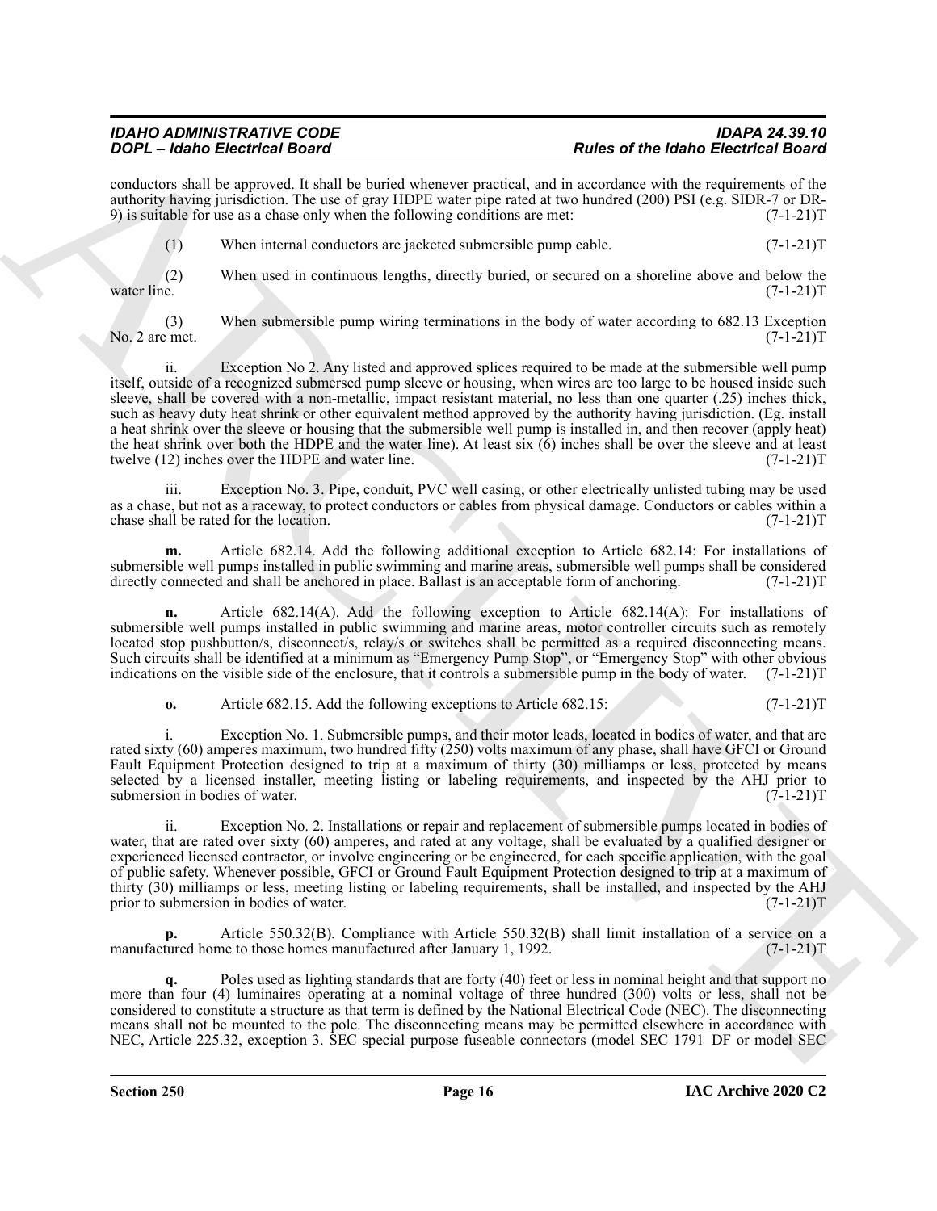conductors shall be approved. It shall be buried whenever practical, and in accordance with the requirements of the authority having jurisdiction. The use of gray HDPE water pipe rated at two hundred (200) PSI (e.g. SIDR-7 or DR-9) is suitable for use as a chase only when the following conditions are met: (7-1-21)T

(1) When internal conductors are jacketed submersible pump cable. (7-1-21)T

(2) When used in continuous lengths, directly buried, or secured on a shoreline above and below the water line. (7-1-21)T

(3) When submersible pump wiring terminations in the body of water according to 682.13 Exception No. 2 are met. (7-1-21)T

ii. Exception No 2. Any listed and approved splices required to be made at the submersible well pump itself, outside of a recognized submersed pump sleeve or housing, when wires are too large to be housed inside such sleeve, shall be covered with a non-metallic, impact resistant material, no less than one quarter (.25) inches thick, such as heavy duty heat shrink or other equivalent method approved by the authority having jurisdiction. (Eg. install a heat shrink over the sleeve or housing that the submersible well pump is installed in, and then recover (apply heat) the heat shrink over both the HDPE and the water line). At least six (6) inches shall be over the sleeve and at least twelve (12) inches over the HDPE and water line. (7-1-21)T

iii. Exception No. 3. Pipe, conduit, PVC well casing, or other electrically unlisted tubing may be used as a chase, but not as a raceway, to protect conductors or cables from physical damage. Conductors or cables within a chase shall be rated for the location. (7-1-21)T

**m.** Article 682.14. Add the following additional exception to Article 682.14: For installations of submersible well pumps installed in public swimming and marine areas, submersible well pumps shall be considered directly connected and shall be anchored in place. Ballast is an acceptable form of anchoring. (7-1-21)T

**n.** Article 682.14(A). Add the following exception to Article 682.14(A): For installations of submersible well pumps installed in public swimming and marine areas, motor controller circuits such as remotely located stop pushbutton/s, disconnect/s, relay/s or switches shall be permitted as a required disconnecting means. Such circuits shall be identified at a minimum as "Emergency Pump Stop", or "Emergency Stop" with other obvious indications on the visible side of the enclosure, that it controls a submersible pump in the body of water. (7-1-21)T

**o.** Article 682.15. Add the following exceptions to Article 682.15: (7-1-21)T

i. Exception No. 1. Submersible pumps, and their motor leads, located in bodies of water, and that are rated sixty (60) amperes maximum, two hundred fifty (250) volts maximum of any phase, shall have GFCI or Ground Fault Equipment Protection designed to trip at a maximum of thirty (30) milliamps or less, protected by means selected by a licensed installer, meeting listing or labeling requirements, and inspected by the AHJ prior to submersion in bodies of water. (7-1-21)T

ii. Exception No. 2. Installations or repair and replacement of submersible pumps located in bodies of water, that are rated over sixty (60) amperes, and rated at any voltage, shall be evaluated by a qualified designer or experienced licensed contractor, or involve engineering or be engineered, for each specific application, with the goal of public safety. Whenever possible, GFCI or Ground Fault Equipment Protection designed to trip at a maximum of thirty (30) milliamps or less, meeting listing or labeling requirements, shall be installed, and inspected by the AHJ prior to submersion in bodies of water. (7-1-21)T

**p.** Article 550.32(B). Compliance with Article 550.32(B) shall limit installation of a service on a manufactured home to those homes manufactured after January 1, 1992. (7-1-21)T

**q.** Poles used as lighting standards that are forty (40) feet or less in nominal height and that support no more than four (4) luminaires operating at a nominal voltage of three hundred (300) volts or less, shall not be considered to constitute a structure as that term is defined by the National Electrical Code (NEC). The disconnecting means shall not be mounted to the pole. The disconnecting means may be permitted elsewhere in accordance with NEC, Article 225.32, exception 3. SEC special purpose fuseable connectors (model SEC 1791–DF or model SEC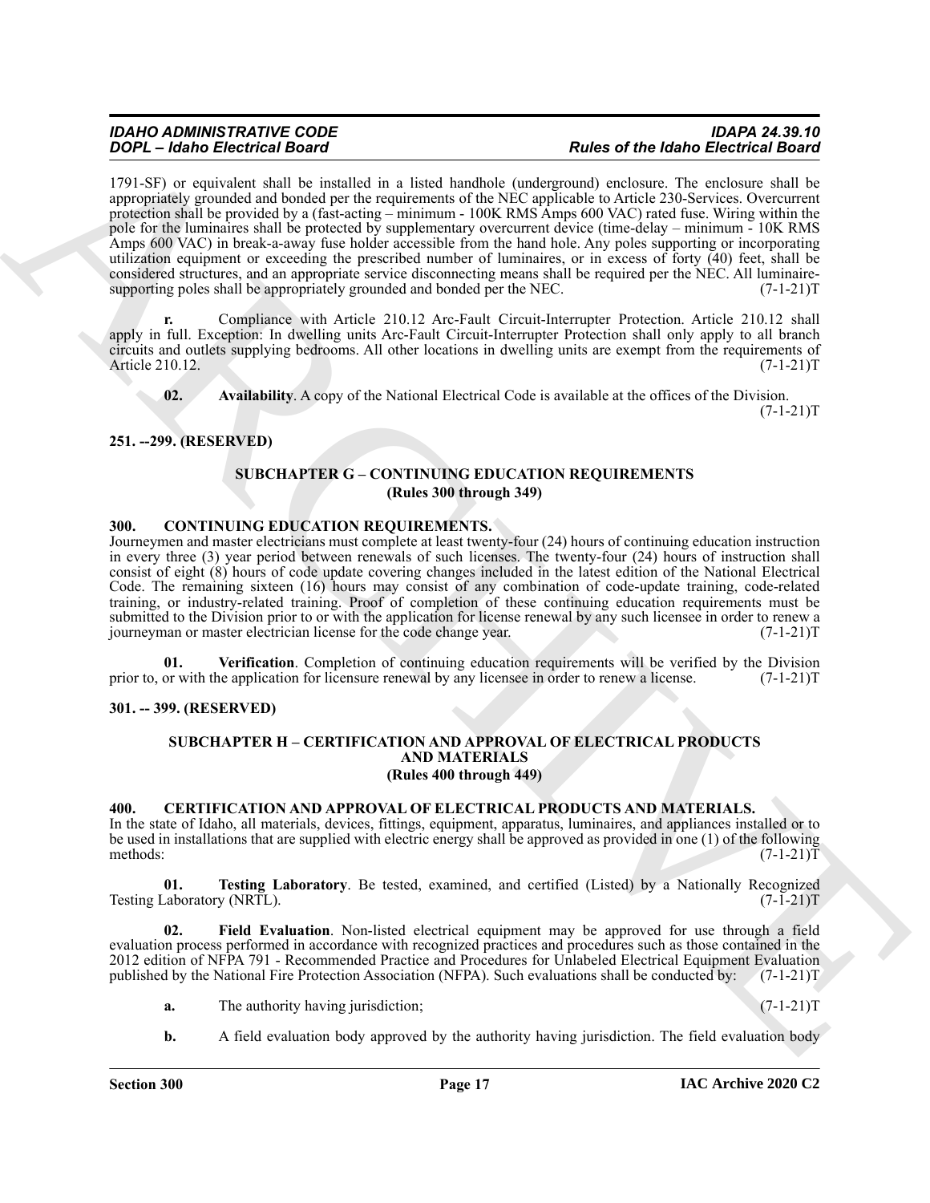1791-SF) or equivalent shall be installed in a listed handhole (underground) enclosure. The enclosure shall be appropriately grounded and bonded per the requirements of the NEC applicable to Article 230-Services. Overcurrent protection shall be provided by a (fast-acting – minimum - 100K RMS Amps 600 VAC) rated fuse. Wiring within the pole for the luminaires shall be protected by supplementary overcurrent device (time-delay – minimum - 10K RMS Amps 600 VAC) in break-a-away fuse holder accessible from the hand hole. Any poles supporting or incorporating utilization equipment or exceeding the prescribed number of luminaires, or in excess of forty (40) feet, shall be considered structures, and an appropriate service disconnecting means shall be required per the NEC. All luminaire-supporting poles shall be appropriately grounded and bonded per the NEC. (7-1-21)T

**r.** Compliance with Article 210.12 Arc-Fault Circuit-Interrupter Protection. Article 210.12 shall apply in full. Exception: In dwelling units Arc-Fault Circuit-Interrupter Protection shall only apply to all branch circuits and outlets supplying bedrooms. All other locations in dwelling units are exempt from the requirements of Article 210.12. (7-1-21)T

**02. Availability**. A copy of the National Electrical Code is available at the offices of the Division. (7-1-21)T

### 251. --299. (RESERVED)

## SUBCHAPTER G – CONTINUING EDUCATION REQUIREMENTS
## (Rules 300 through 349)

### 300. CONTINUING EDUCATION REQUIREMENTS.

Journeymen and master electricians must complete at least twenty-four (24) hours of continuing education instruction in every three (3) year period between renewals of such licenses. The twenty-four (24) hours of instruction shall consist of eight (8) hours of code update covering changes included in the latest edition of the National Electrical Code. The remaining sixteen (16) hours may consist of any combination of code-update training, code-related training, or industry-related training. Proof of completion of these continuing education requirements must be submitted to the Division prior to or with the application for license renewal by any such licensee in order to renew a journeyman or master electrician license for the code change year. (7-1-21)T

**01. Verification**. Completion of continuing education requirements will be verified by the Division prior to, or with the application for licensure renewal by any licensee in order to renew a license. (7-1-21)T

### 301. -- 399. (RESERVED)

## SUBCHAPTER H – CERTIFICATION AND APPROVAL OF ELECTRICAL PRODUCTS AND MATERIALS
## (Rules 400 through 449)

### 400. CERTIFICATION AND APPROVAL OF ELECTRICAL PRODUCTS AND MATERIALS.

In the state of Idaho, all materials, devices, fittings, equipment, apparatus, luminaires, and appliances installed or to be used in installations that are supplied with electric energy shall be approved as provided in one (1) of the following methods: (7-1-21)T

**01. Testing Laboratory**. Be tested, examined, and certified (Listed) by a Nationally Recognized Testing Laboratory (NRTL). (7-1-21)T

**02. Field Evaluation**. Non-listed electrical equipment may be approved for use through a field evaluation process performed in accordance with recognized practices and procedures such as those contained in the 2012 edition of NFPA 791 - Recommended Practice and Procedures for Unlabeled Electrical Equipment Evaluation published by the National Fire Protection Association (NFPA). Such evaluations shall be conducted by: (7-1-21)T

**a.** The authority having jurisdiction; (7-1-21)T

**b.** A field evaluation body approved by the authority having jurisdiction. The field evaluation body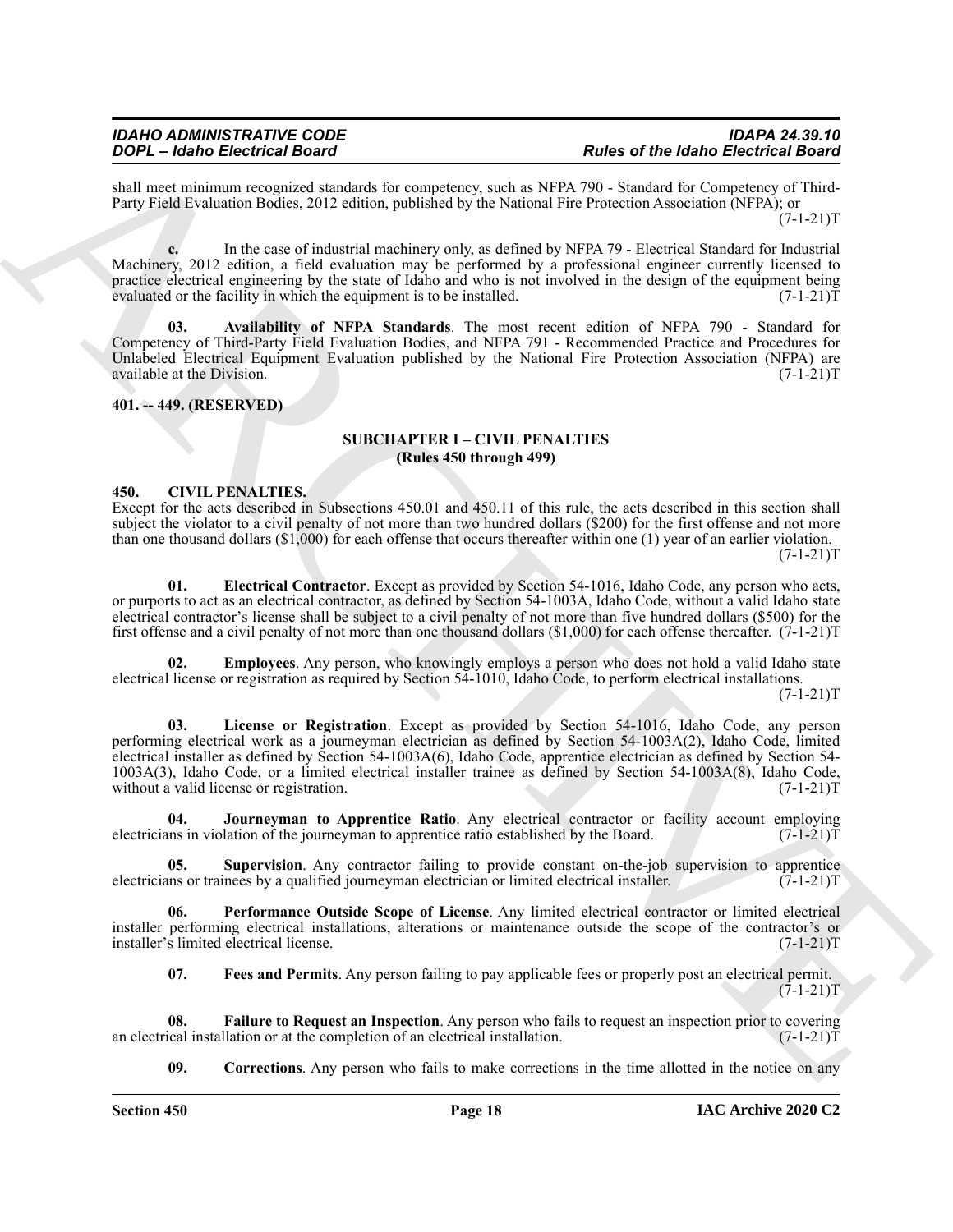shall meet minimum recognized standards for competency, such as NFPA 790 - Standard for Competency of Third-Party Field Evaluation Bodies, 2012 edition, published by the National Fire Protection Association (NFPA); or (7-1-21)T

**c.** In the case of industrial machinery only, as defined by NFPA 79 - Electrical Standard for Industrial Machinery, 2012 edition, a field evaluation may be performed by a professional engineer currently licensed to practice electrical engineering by the state of Idaho and who is not involved in the design of the equipment being evaluated or the facility in which the equipment is to be installed. (7-1-21)T

**03. Availability of NFPA Standards**. The most recent edition of NFPA 790 - Standard for Competency of Third-Party Field Evaluation Bodies, and NFPA 791 - Recommended Practice and Procedures for Unlabeled Electrical Equipment Evaluation published by the National Fire Protection Association (NFPA) are available at the Division. (7-1-21)T

**401. -- 449. (RESERVED)**

## SUBCHAPTER I – CIVIL PENALTIES
### (Rules 450 through 499)

**450. CIVIL PENALTIES.**

Except for the acts described in Subsections 450.01 and 450.11 of this rule, the acts described in this section shall subject the violator to a civil penalty of not more than two hundred dollars ($200) for the first offense and not more than one thousand dollars ($1,000) for each offense that occurs thereafter within one (1) year of an earlier violation. (7-1-21)T

**01. Electrical Contractor**. Except as provided by Section 54-1016, Idaho Code, any person who acts, or purports to act as an electrical contractor, as defined by Section 54-1003A, Idaho Code, without a valid Idaho state electrical contractor's license shall be subject to a civil penalty of not more than five hundred dollars ($500) for the first offense and a civil penalty of not more than one thousand dollars ($1,000) for each offense thereafter. (7-1-21)T

**02. Employees**. Any person, who knowingly employs a person who does not hold a valid Idaho state electrical license or registration as required by Section 54-1010, Idaho Code, to perform electrical installations. (7-1-21)T

**03. License or Registration**. Except as provided by Section 54-1016, Idaho Code, any person performing electrical work as a journeyman electrician as defined by Section 54-1003A(2), Idaho Code, limited electrical installer as defined by Section 54-1003A(6), Idaho Code, apprentice electrician as defined by Section 54-1003A(3), Idaho Code, or a limited electrical installer trainee as defined by Section 54-1003A(8), Idaho Code, without a valid license or registration. (7-1-21)T

**04. Journeyman to Apprentice Ratio**. Any electrical contractor or facility account employing electricians in violation of the journeyman to apprentice ratio established by the Board. (7-1-21)T

**05. Supervision**. Any contractor failing to provide constant on-the-job supervision to apprentice electricians or trainees by a qualified journeyman electrician or limited electrical installer. (7-1-21)T

**06. Performance Outside Scope of License**. Any limited electrical contractor or limited electrical installer performing electrical installations, alterations or maintenance outside the scope of the contractor's or installer's limited electrical license. (7-1-21)T

**07. Fees and Permits**. Any person failing to pay applicable fees or properly post an electrical permit. (7-1-21)T

**08. Failure to Request an Inspection**. Any person who fails to request an inspection prior to covering an electrical installation or at the completion of an electrical installation. (7-1-21)T

**09. Corrections**. Any person who fails to make corrections in the time allotted in the notice on any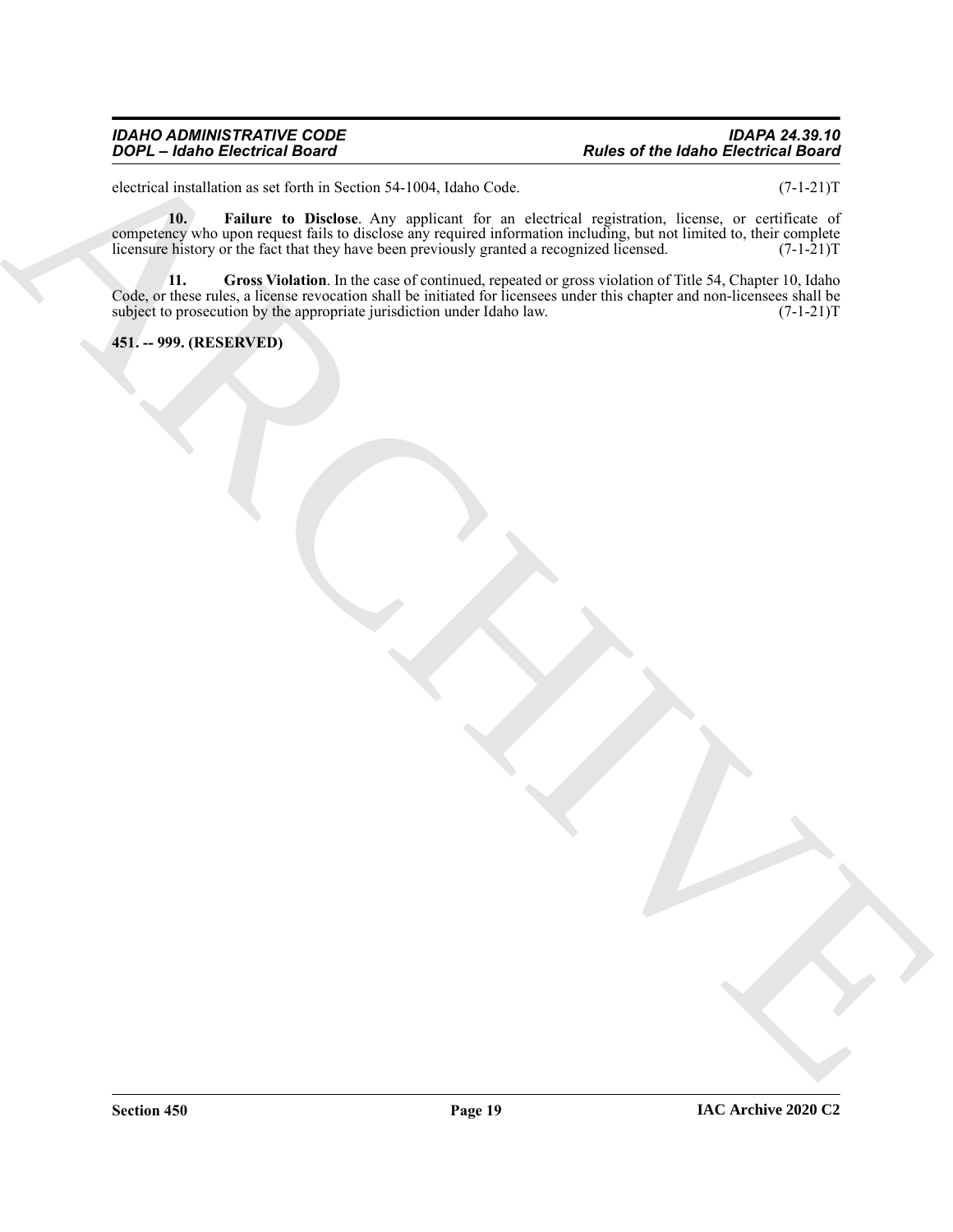electrical installation as set forth in Section 54-1004, Idaho Code. (7-1-21)T

**10. Failure to Disclose**. Any applicant for an electrical registration, license, or certificate of competency who upon request fails to disclose any required information including, but not limited to, their complete licensure history or the fact that they have been previously granted a recognized licensed. (7-1-21)T

**11. Gross Violation**. In the case of continued, repeated or gross violation of Title 54, Chapter 10, Idaho Code, or these rules, a license revocation shall be initiated for licensees under this chapter and non-licensees shall be subject to prosecution by the appropriate jurisdiction under Idaho law. (7-1-21)T

**451. -- 999. (RESERVED)**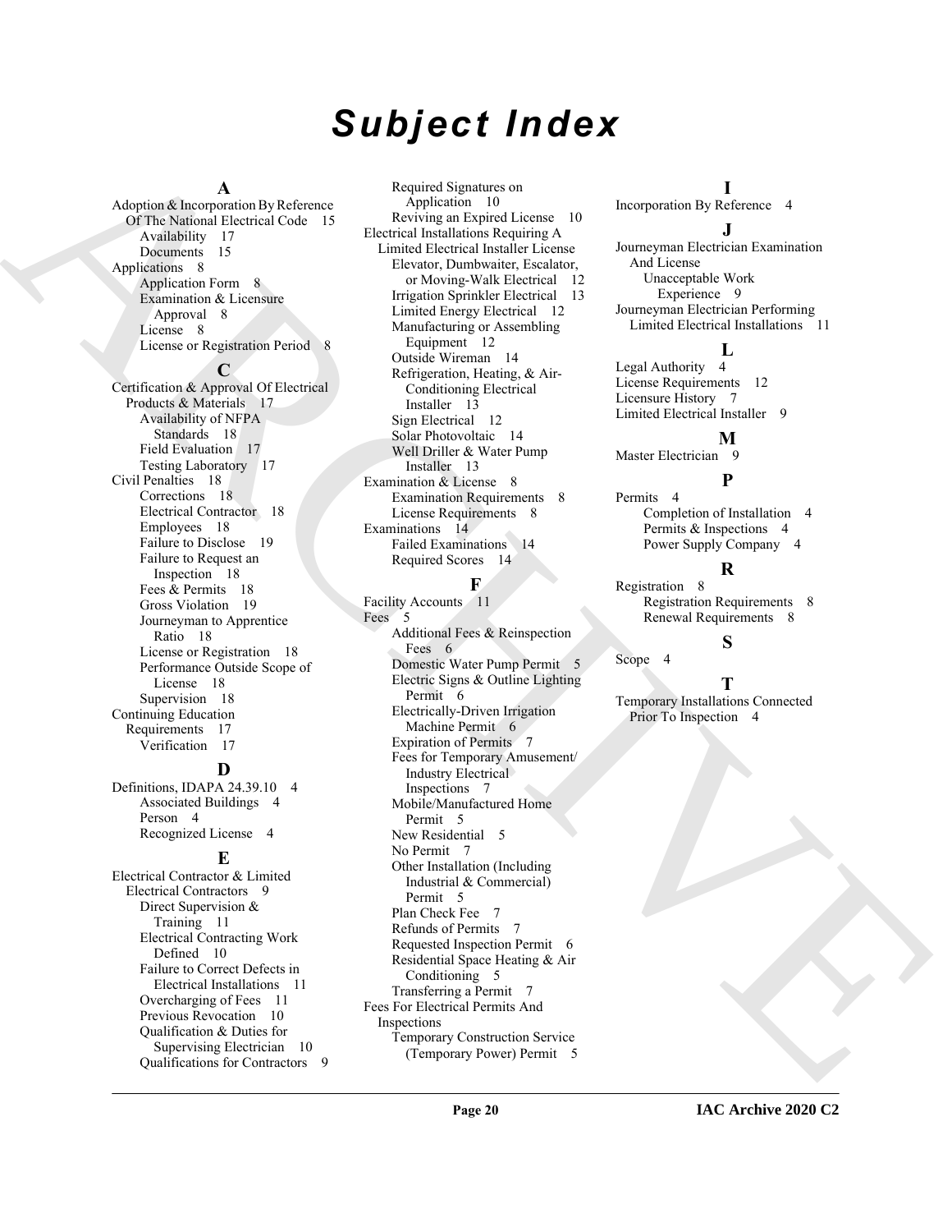# Subject Index

**A**

Adoption & Incorporation By Reference Of The National Electrical Code 15
- Availability 17
- Documents 15

Applications 8
- Application Form 8
- Examination & Licensure Approval 8
- License 8
- License or Registration Period 8

**C**

Certification & Approval Of Electrical Products & Materials 17
- Availability of NFPA Standards 18
- Field Evaluation 17
- Testing Laboratory 17

Civil Penalties 18
- Corrections 18
- Electrical Contractor 18
- Employees 18
- Failure to Disclose 19
- Failure to Request an Inspection 18
- Fees & Permits 18
- Gross Violation 19
- Journeyman to Apprentice Ratio 18
- License or Registration 18
- Performance Outside Scope of License 18
- Supervision 18

Continuing Education Requirements 17
- Verification 17

**D**

Definitions, IDAPA 24.39.10 4
- Associated Buildings 4
- Person 4
- Recognized License 4

**E**

Electrical Contractor & Limited Electrical Contractors 9
- Direct Supervision & Training 11
- Electrical Contracting Work Defined 10
- Failure to Correct Defects in Electrical Installations 11
- Overcharging of Fees 11
- Previous Revocation 10
- Qualification & Duties for Supervising Electrician 10
- Qualifications for Contractors 9
- Required Signatures on Application 10
- Reviving an Expired License 10

Electrical Installations Requiring A Limited Electrical Installer License
- Elevator, Dumbwaiter, Escalator, or Moving-Walk Electrical 12
- Irrigation Sprinkler Electrical 13
- Limited Energy Electrical 12
- Manufacturing or Assembling Equipment 12
- Outside Wireman 14
- Refrigeration, Heating, & Air-Conditioning Electrical Installer 13
- Sign Electrical 12
- Solar Photovoltaic 14
- Well Driller & Water Pump Installer 13

Examination & License 8
- Examination Requirements 8
- License Requirements 8

Examinations 14
- Failed Examinations 14
- Required Scores 14

**F**

Facility Accounts 11

Fees 5
- Additional Fees & Reinspection Fees 6
- Domestic Water Pump Permit 5
- Electric Signs & Outline Lighting Permit 6
- Electrically-Driven Irrigation Machine Permit 6
- Expiration of Permits 7
- Fees for Temporary Amusement/ Industry Electrical Inspections 7
- Mobile/Manufactured Home Permit 5
- New Residential 5
- No Permit 7
- Other Installation (Including Industrial & Commercial) Permit 5
- Plan Check Fee 7
- Refunds of Permits 7
- Requested Inspection Permit 6
- Residential Space Heating & Air Conditioning 5
- Transferring a Permit 7

Fees For Electrical Permits And Inspections
- Temporary Construction Service (Temporary Power) Permit 5

**I**

Incorporation By Reference 4

**J**

Journeyman Electrician Examination And License
- Unacceptable Work Experience 9

Journeyman Electrician Performing Limited Electrical Installations 11

**L**

Legal Authority 4

License Requirements 12

Licensure History 7

Limited Electrical Installer 9

**M**

Master Electrician 9

**P**

Permits 4
- Completion of Installation 4
- Permits & Inspections 4
- Power Supply Company 4

**R**

Registration 8
- Registration Requirements 8
- Renewal Requirements 8

**S**

Scope 4

**T**

Temporary Installations Connected Prior To Inspection 4